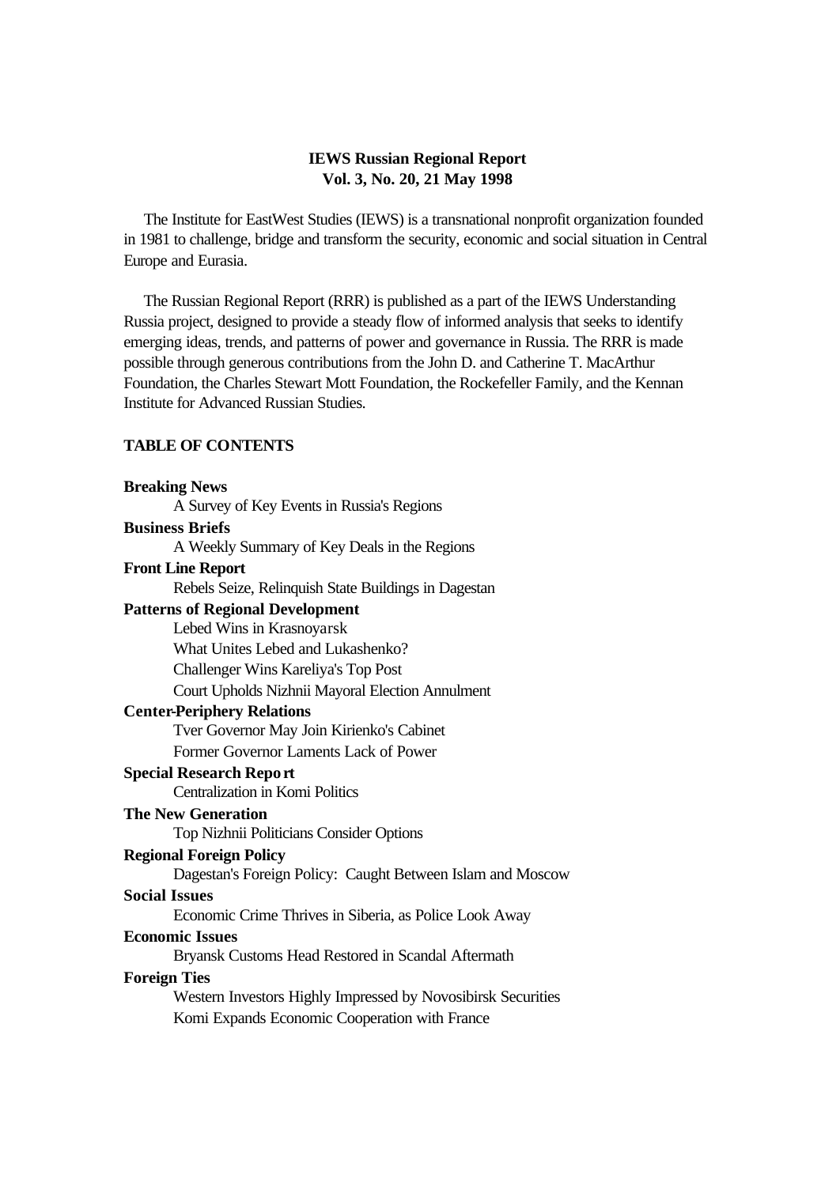# IEWS Russian Regional Report
## Vol. 3, No. 20, 21 May 1998

The Institute for EastWest Studies (IEWS) is a transnational nonprofit organization founded in 1981 to challenge, bridge and transform the security, economic and social situation in Central Europe and Eurasia.

The Russian Regional Report (RRR) is published as a part of the IEWS Understanding Russia project, designed to provide a steady flow of informed analysis that seeks to identify emerging ideas, trends, and patterns of power and governance in Russia. The RRR is made possible through generous contributions from the John D. and Catherine T. MacArthur Foundation, the Charles Stewart Mott Foundation, the Rockefeller Family, and the Kennan Institute for Advanced Russian Studies.

## TABLE OF CONTENTS

**Breaking News**
- A Survey of Key Events in Russia's Regions

**Business Briefs**
- A Weekly Summary of Key Deals in the Regions

**Front Line Report**
- Rebels Seize, Relinquish State Buildings in Dagestan

**Patterns of Regional Development**
- Lebed Wins in Krasnoyarsk
- What Unites Lebed and Lukashenko?
- Challenger Wins Kareliya's Top Post
- Court Upholds Nizhnii Mayoral Election Annulment

**Center-Periphery Relations**
- Tver Governor May Join Kirienko's Cabinet
- Former Governor Laments Lack of Power

**Special Research Report**
- Centralization in Komi Politics

**The New Generation**
- Top Nizhnii Politicians Consider Options

**Regional Foreign Policy**
- Dagestan's Foreign Policy: Caught Between Islam and Moscow

**Social Issues**
- Economic Crime Thrives in Siberia, as Police Look Away

**Economic Issues**
- Bryansk Customs Head Restored in Scandal Aftermath

**Foreign Ties**
- Western Investors Highly Impressed by Novosibirsk Securities
- Komi Expands Economic Cooperation with France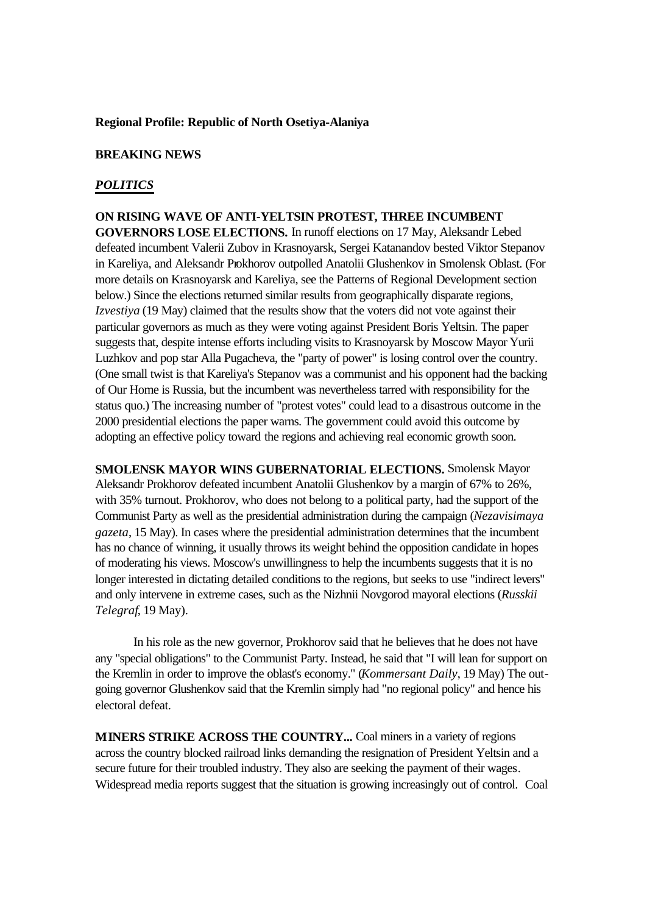**Regional Profile: Republic of North Osetiya-Alaniya**

**BREAKING NEWS**

***POLITICS***

**ON RISING WAVE OF ANTI-YELTSIN PROTEST, THREE INCUMBENT GOVERNORS LOSE ELECTIONS.** In runoff elections on 17 May, Aleksandr Lebed defeated incumbent Valerii Zubov in Krasnoyarsk, Sergei Katanandov bested Viktor Stepanov in Kareliya, and Aleksandr Prokhorov outpolled Anatolii Glushenkov in Smolensk Oblast. (For more details on Krasnoyarsk and Kareliya, see the Patterns of Regional Development section below.) Since the elections returned similar results from geographically disparate regions, *Izvestiya* (19 May) claimed that the results show that the voters did not vote against their particular governors as much as they were voting against President Boris Yeltsin. The paper suggests that, despite intense efforts including visits to Krasnoyarsk by Moscow Mayor Yurii Luzhkov and pop star Alla Pugacheva, the "party of power" is losing control over the country. (One small twist is that Kareliya's Stepanov was a communist and his opponent had the backing of Our Home is Russia, but the incumbent was nevertheless tarred with responsibility for the status quo.) The increasing number of "protest votes" could lead to a disastrous outcome in the 2000 presidential elections the paper warns. The government could avoid this outcome by adopting an effective policy toward the regions and achieving real economic growth soon.

**SMOLENSK MAYOR WINS GUBERNATORIAL ELECTIONS.** Smolensk Mayor Aleksandr Prokhorov defeated incumbent Anatolii Glushenkov by a margin of 67% to 26%, with 35% turnout. Prokhorov, who does not belong to a political party, had the support of the Communist Party as well as the presidential administration during the campaign (*Nezavisimaya gazeta*, 15 May). In cases where the presidential administration determines that the incumbent has no chance of winning, it usually throws its weight behind the opposition candidate in hopes of moderating his views. Moscow's unwillingness to help the incumbents suggests that it is no longer interested in dictating detailed conditions to the regions, but seeks to use "indirect levers" and only intervene in extreme cases, such as the Nizhnii Novgorod mayoral elections (*Russkii Telegraf*, 19 May).

In his role as the new governor, Prokhorov said that he believes that he does not have any "special obligations" to the Communist Party. Instead, he said that "I will lean for support on the Kremlin in order to improve the oblast's economy." (*Kommersant Daily*, 19 May) The out-going governor Glushenkov said that the Kremlin simply had "no regional policy" and hence his electoral defeat.

**MINERS STRIKE ACROSS THE COUNTRY...** Coal miners in a variety of regions across the country blocked railroad links demanding the resignation of President Yeltsin and a secure future for their troubled industry. They also are seeking the payment of their wages. Widespread media reports suggest that the situation is growing increasingly out of control. Coal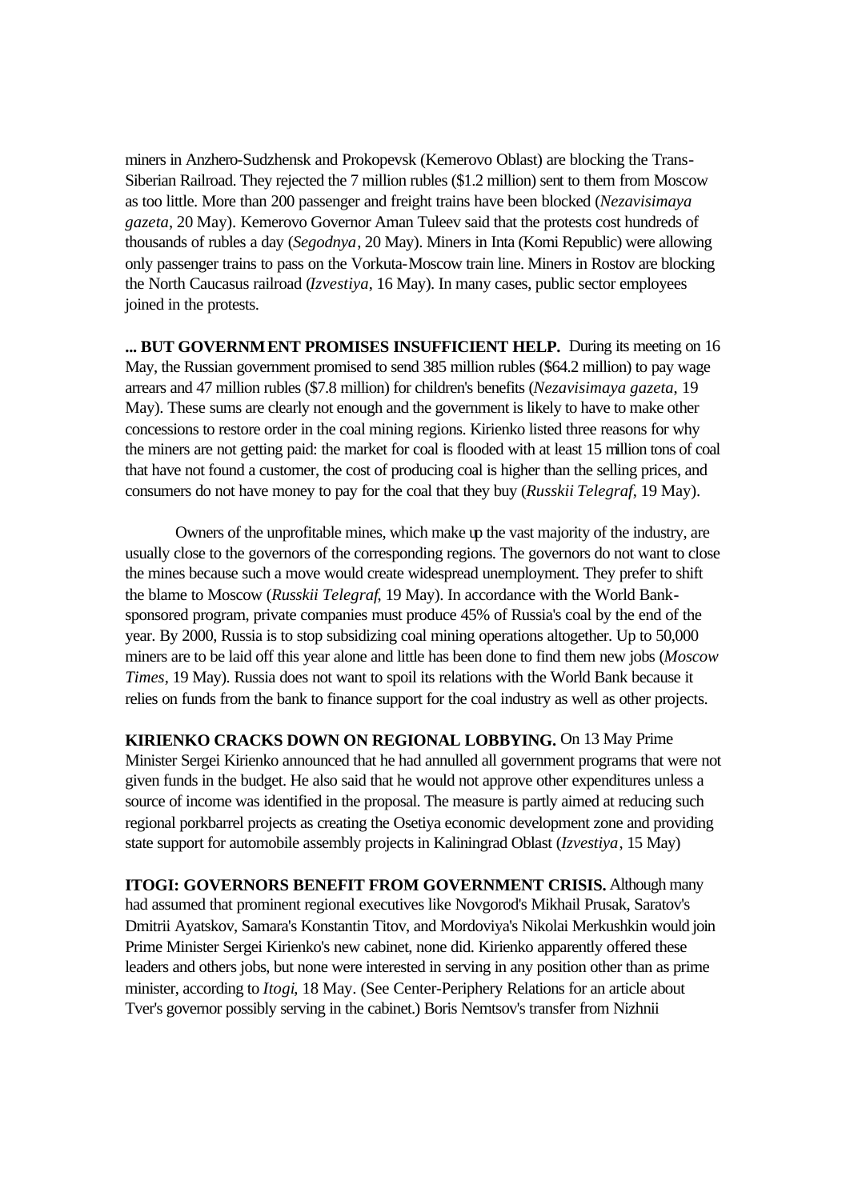miners in Anzhero-Sudzhensk and Prokopevsk (Kemerovo Oblast) are blocking the Trans-Siberian Railroad. They rejected the 7 million rubles ($1.2 million) sent to them from Moscow as too little. More than 200 passenger and freight trains have been blocked (*Nezavisimaya gazeta*, 20 May). Kemerovo Governor Aman Tuleev said that the protests cost hundreds of thousands of rubles a day (*Segodnya*, 20 May). Miners in Inta (Komi Republic) were allowing only passenger trains to pass on the Vorkuta-Moscow train line. Miners in Rostov are blocking the North Caucasus railroad (*Izvestiya*, 16 May). In many cases, public sector employees joined in the protests.

**... BUT GOVERNMENT PROMISES INSUFFICIENT HELP.** During its meeting on 16 May, the Russian government promised to send 385 million rubles ($64.2 million) to pay wage arrears and 47 million rubles ($7.8 million) for children's benefits (*Nezavisimaya gazeta*, 19 May). These sums are clearly not enough and the government is likely to have to make other concessions to restore order in the coal mining regions. Kirienko listed three reasons for why the miners are not getting paid: the market for coal is flooded with at least 15 million tons of coal that have not found a customer, the cost of producing coal is higher than the selling prices, and consumers do not have money to pay for the coal that they buy (*Russkii Telegraf*, 19 May).

Owners of the unprofitable mines, which make up the vast majority of the industry, are usually close to the governors of the corresponding regions. The governors do not want to close the mines because such a move would create widespread unemployment. They prefer to shift the blame to Moscow (*Russkii Telegraf*, 19 May). In accordance with the World Bank-sponsored program, private companies must produce 45% of Russia's coal by the end of the year. By 2000, Russia is to stop subsidizing coal mining operations altogether. Up to 50,000 miners are to be laid off this year alone and little has been done to find them new jobs (*Moscow Times*, 19 May). Russia does not want to spoil its relations with the World Bank because it relies on funds from the bank to finance support for the coal industry as well as other projects.

**KIRIENKO CRACKS DOWN ON REGIONAL LOBBYING.** On 13 May Prime Minister Sergei Kirienko announced that he had annulled all government programs that were not given funds in the budget. He also said that he would not approve other expenditures unless a source of income was identified in the proposal. The measure is partly aimed at reducing such regional porkbarrel projects as creating the Osetiya economic development zone and providing state support for automobile assembly projects in Kaliningrad Oblast (*Izvestiya*, 15 May)

**ITOGI: GOVERNORS BENEFIT FROM GOVERNMENT CRISIS.** Although many had assumed that prominent regional executives like Novgorod's Mikhail Prusak, Saratov's Dmitrii Ayatskov, Samara's Konstantin Titov, and Mordoviya's Nikolai Merkushkin would join Prime Minister Sergei Kirienko's new cabinet, none did. Kirienko apparently offered these leaders and others jobs, but none were interested in serving in any position other than as prime minister, according to *Itogi*, 18 May. (See Center-Periphery Relations for an article about Tver's governor possibly serving in the cabinet.) Boris Nemtsov's transfer from Nizhnii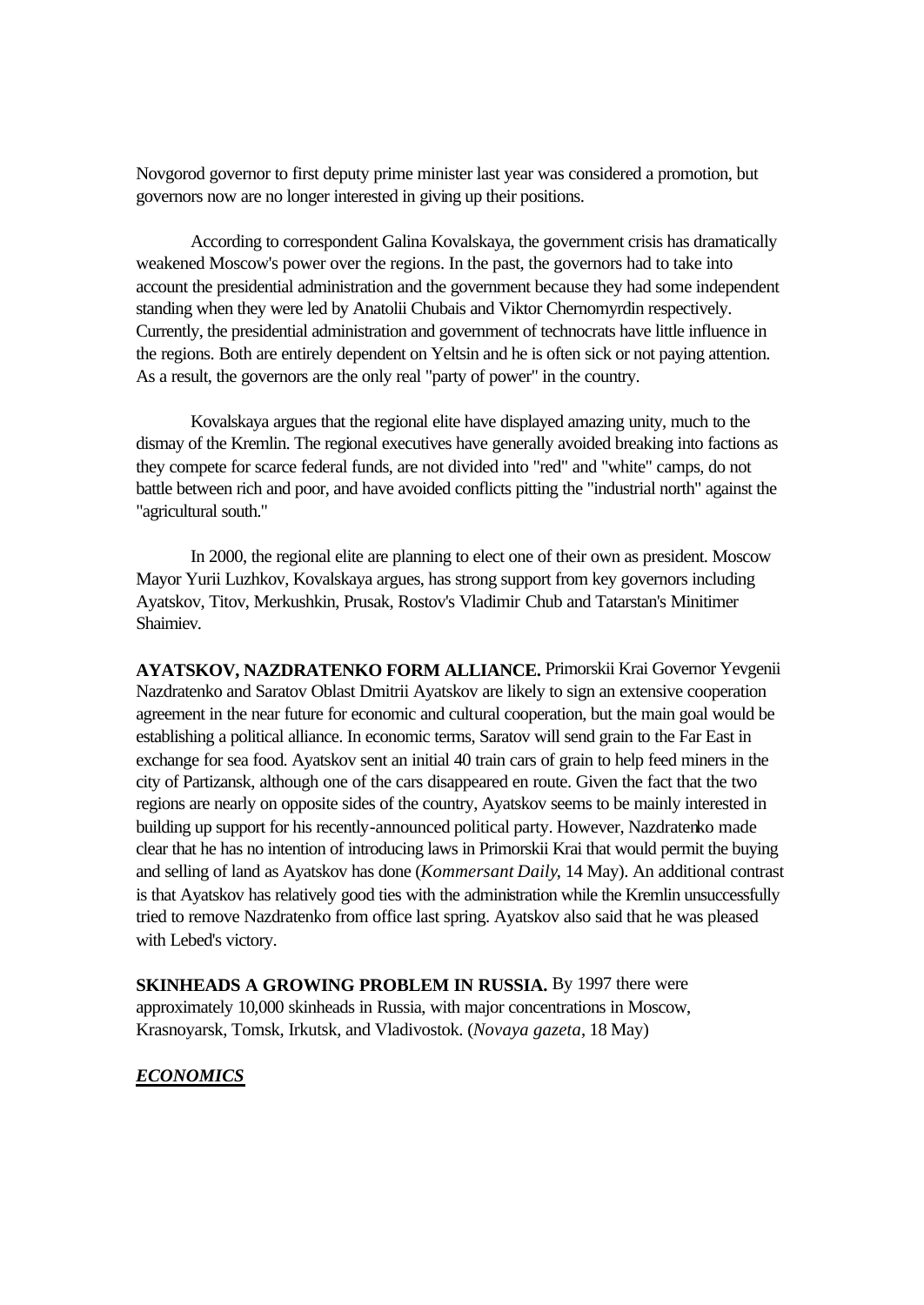Novgorod governor to first deputy prime minister last year was considered a promotion, but governors now are no longer interested in giving up their positions.

According to correspondent Galina Kovalskaya, the government crisis has dramatically weakened Moscow's power over the regions. In the past, the governors had to take into account the presidential administration and the government because they had some independent standing when they were led by Anatolii Chubais and Viktor Chernomyrdin respectively. Currently, the presidential administration and government of technocrats have little influence in the regions. Both are entirely dependent on Yeltsin and he is often sick or not paying attention. As a result, the governors are the only real "party of power" in the country.

Kovalskaya argues that the regional elite have displayed amazing unity, much to the dismay of the Kremlin. The regional executives have generally avoided breaking into factions as they compete for scarce federal funds, are not divided into "red" and "white" camps, do not battle between rich and poor, and have avoided conflicts pitting the "industrial north" against the "agricultural south."

In 2000, the regional elite are planning to elect one of their own as president. Moscow Mayor Yurii Luzhkov, Kovalskaya argues, has strong support from key governors including Ayatskov, Titov, Merkushkin, Prusak, Rostov's Vladimir Chub and Tatarstan's Minitimer Shaimiev.

**AYATSKOV, NAZDRATENKO FORM ALLIANCE.** Primorskii Krai Governor Yevgenii Nazdratenko and Saratov Oblast Dmitrii Ayatskov are likely to sign an extensive cooperation agreement in the near future for economic and cultural cooperation, but the main goal would be establishing a political alliance. In economic terms, Saratov will send grain to the Far East in exchange for sea food. Ayatskov sent an initial 40 train cars of grain to help feed miners in the city of Partizansk, although one of the cars disappeared en route. Given the fact that the two regions are nearly on opposite sides of the country, Ayatskov seems to be mainly interested in building up support for his recently-announced political party. However, Nazdratenko made clear that he has no intention of introducing laws in Primorskii Krai that would permit the buying and selling of land as Ayatskov has done (*Kommersant Daily*, 14 May). An additional contrast is that Ayatskov has relatively good ties with the administration while the Kremlin unsuccessfully tried to remove Nazdratenko from office last spring. Ayatskov also said that he was pleased with Lebed's victory.

**SKINHEADS A GROWING PROBLEM IN RUSSIA.** By 1997 there were approximately 10,000 skinheads in Russia, with major concentrations in Moscow, Krasnoyarsk, Tomsk, Irkutsk, and Vladivostok. (*Novaya gazeta*, 18 May)

## ***ECONOMICS***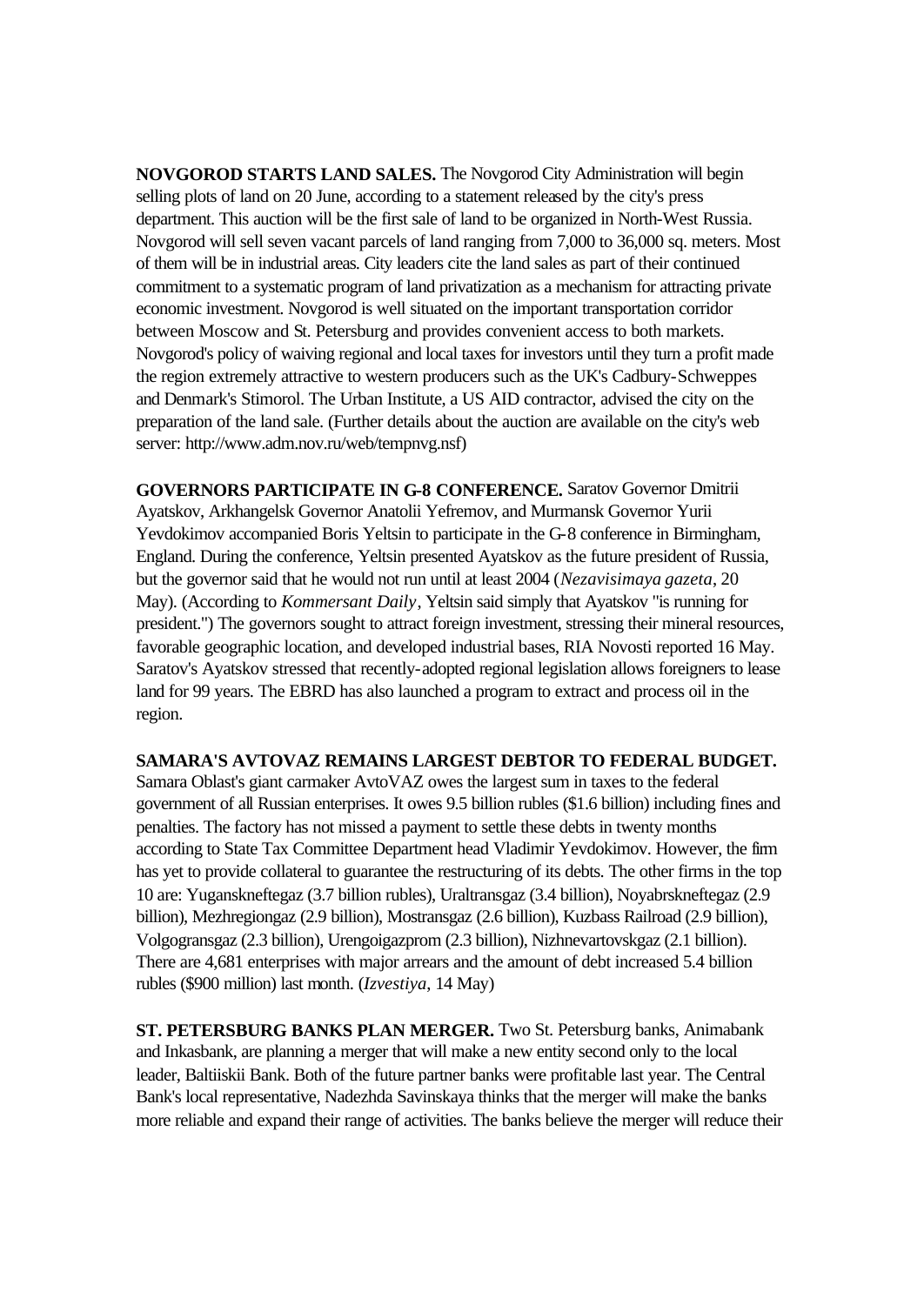**NOVGOROD STARTS LAND SALES.** The Novgorod City Administration will begin selling plots of land on 20 June, according to a statement released by the city's press department. This auction will be the first sale of land to be organized in North-West Russia. Novgorod will sell seven vacant parcels of land ranging from 7,000 to 36,000 sq. meters. Most of them will be in industrial areas. City leaders cite the land sales as part of their continued commitment to a systematic program of land privatization as a mechanism for attracting private economic investment. Novgorod is well situated on the important transportation corridor between Moscow and St. Petersburg and provides convenient access to both markets. Novgorod's policy of waiving regional and local taxes for investors until they turn a profit made the region extremely attractive to western producers such as the UK's Cadbury-Schweppes and Denmark's Stimorol. The Urban Institute, a US AID contractor, advised the city on the preparation of the land sale. (Further details about the auction are available on the city's web server: http://www.adm.nov.ru/web/tempnvg.nsf)

**GOVERNORS PARTICIPATE IN G-8 CONFERENCE.** Saratov Governor Dmitrii Ayatskov, Arkhangelsk Governor Anatolii Yefremov, and Murmansk Governor Yurii Yevdokimov accompanied Boris Yeltsin to participate in the G-8 conference in Birmingham, England. During the conference, Yeltsin presented Ayatskov as the future president of Russia, but the governor said that he would not run until at least 2004 (*Nezavisimaya gazeta*, 20 May). (According to *Kommersant Daily*, Yeltsin said simply that Ayatskov "is running for president.") The governors sought to attract foreign investment, stressing their mineral resources, favorable geographic location, and developed industrial bases, RIA Novosti reported 16 May. Saratov's Ayatskov stressed that recently-adopted regional legislation allows foreigners to lease land for 99 years. The EBRD has also launched a program to extract and process oil in the region.

**SAMARA'S AVTOVAZ REMAINS LARGEST DEBTOR TO FEDERAL BUDGET.** Samara Oblast's giant carmaker AvtoVAZ owes the largest sum in taxes to the federal government of all Russian enterprises. It owes 9.5 billion rubles ($1.6 billion) including fines and penalties. The factory has not missed a payment to settle these debts in twenty months according to State Tax Committee Department head Vladimir Yevdokimov. However, the firm has yet to provide collateral to guarantee the restructuring of its debts. The other firms in the top 10 are: Yuganskneftegaz (3.7 billion rubles), Uraltransgaz (3.4 billion), Noyabrskneftegaz (2.9 billion), Mezhregiongaz (2.9 billion), Mostransgaz (2.6 billion), Kuzbass Railroad (2.9 billion), Volgogransgaz (2.3 billion), Urengoigazprom (2.3 billion), Nizhnevartovskgaz (2.1 billion). There are 4,681 enterprises with major arrears and the amount of debt increased 5.4 billion rubles ($900 million) last month. (*Izvestiya*, 14 May)

**ST. PETERSBURG BANKS PLAN MERGER.** Two St. Petersburg banks, Animabank and Inkasbank, are planning a merger that will make a new entity second only to the local leader, Baltiiskii Bank. Both of the future partner banks were profitable last year. The Central Bank's local representative, Nadezhda Savinskaya thinks that the merger will make the banks more reliable and expand their range of activities. The banks believe the merger will reduce their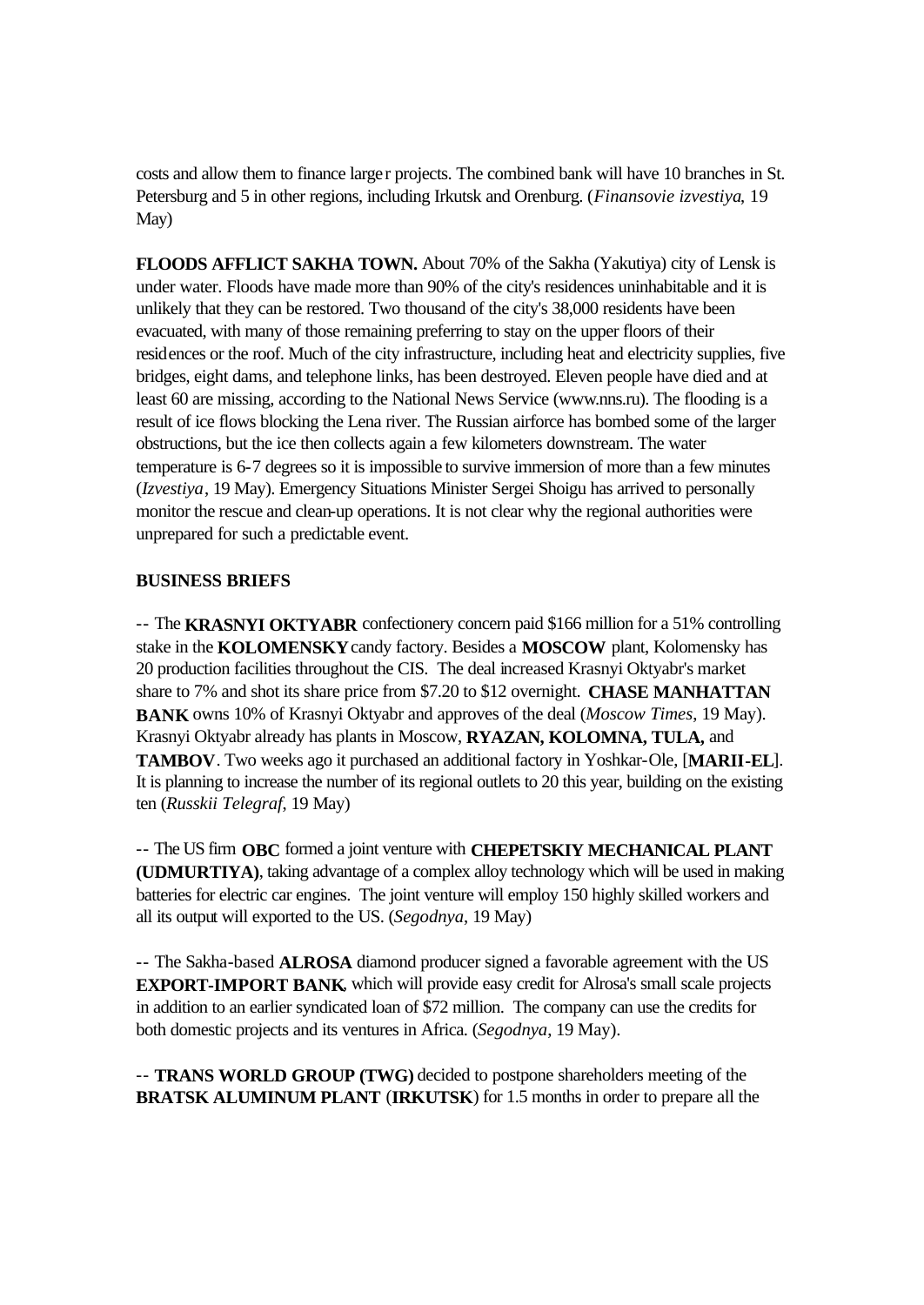costs and allow them to finance larger projects. The combined bank will have 10 branches in St. Petersburg and 5 in other regions, including Irkutsk and Orenburg. (*Finansovie izvestiya*, 19 May)

**FLOODS AFFLICT SAKHA TOWN.** About 70% of the Sakha (Yakutiya) city of Lensk is under water. Floods have made more than 90% of the city's residences uninhabitable and it is unlikely that they can be restored. Two thousand of the city's 38,000 residents have been evacuated, with many of those remaining preferring to stay on the upper floors of their residences or the roof. Much of the city infrastructure, including heat and electricity supplies, five bridges, eight dams, and telephone links, has been destroyed. Eleven people have died and at least 60 are missing, according to the National News Service (www.nns.ru). The flooding is a result of ice flows blocking the Lena river. The Russian airforce has bombed some of the larger obstructions, but the ice then collects again a few kilometers downstream. The water temperature is 6-7 degrees so it is impossible to survive immersion of more than a few minutes (*Izvestiya*, 19 May). Emergency Situations Minister Sergei Shoigu has arrived to personally monitor the rescue and clean-up operations. It is not clear why the regional authorities were unprepared for such a predictable event.

**BUSINESS BRIEFS**

-- The **KRASNYI OKTYABR** confectionery concern paid $166 million for a 51% controlling stake in the **KOLOMENSKY** candy factory. Besides a **MOSCOW** plant, Kolomensky has 20 production facilities throughout the CIS. The deal increased Krasnyi Oktyabr's market share to 7% and shot its share price from $7.20 to $12 overnight. **CHASE MANHATTAN BANK** owns 10% of Krasnyi Oktyabr and approves of the deal (*Moscow Times*, 19 May). Krasnyi Oktyabr already has plants in Moscow, **RYAZAN, KOLOMNA, TULA,** and **TAMBOV**. Two weeks ago it purchased an additional factory in Yoshkar-Ole, [**MARII-EL**]. It is planning to increase the number of its regional outlets to 20 this year, building on the existing ten (*Russkii Telegraf*, 19 May)

-- The US firm **OBC** formed a joint venture with **CHEPETSKIY MECHANICAL PLANT (UDMURTIYA)**, taking advantage of a complex alloy technology which will be used in making batteries for electric car engines. The joint venture will employ 150 highly skilled workers and all its output will exported to the US. (*Segodnya*, 19 May)

-- The Sakha-based **ALROSA** diamond producer signed a favorable agreement with the US **EXPORT-IMPORT BANK**, which will provide easy credit for Alrosa's small scale projects in addition to an earlier syndicated loan of $72 million. The company can use the credits for both domestic projects and its ventures in Africa. (*Segodnya*, 19 May).

-- **TRANS WORLD GROUP (TWG)** decided to postpone shareholders meeting of the **BRATSK ALUMINUM PLANT** (**IRKUTSK**) for 1.5 months in order to prepare all the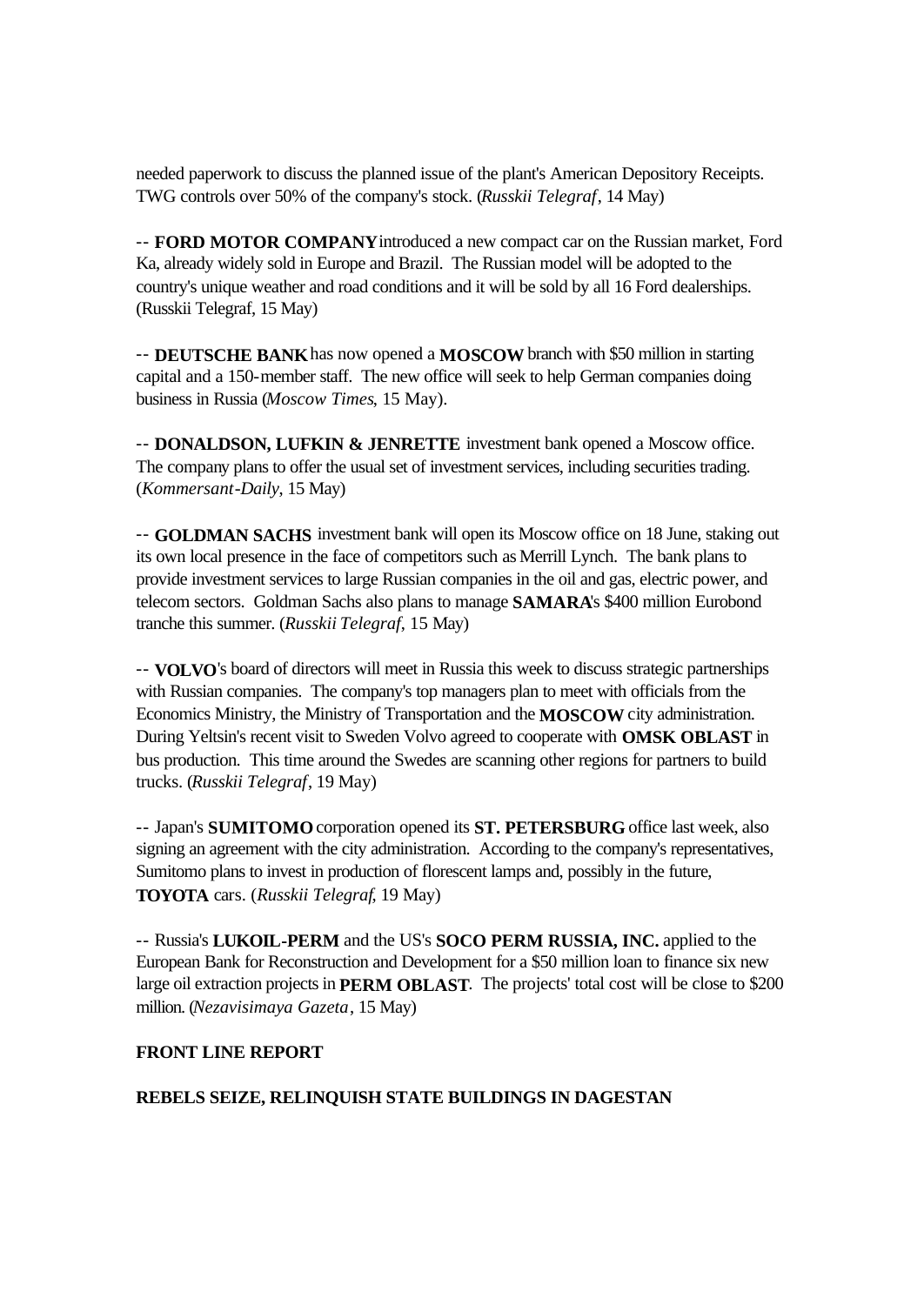needed paperwork to discuss the planned issue of the plant's American Depository Receipts. TWG controls over 50% of the company's stock. (*Russkii Telegraf*, 14 May)

-- **FORD MOTOR COMPANY** introduced a new compact car on the Russian market, Ford Ka, already widely sold in Europe and Brazil. The Russian model will be adopted to the country's unique weather and road conditions and it will be sold by all 16 Ford dealerships. (Russkii Telegraf, 15 May)

-- **DEUTSCHE BANK** has now opened a **MOSCOW** branch with $50 million in starting capital and a 150-member staff. The new office will seek to help German companies doing business in Russia (*Moscow Times*, 15 May).

-- **DONALDSON, LUFKIN & JENRETTE** investment bank opened a Moscow office. The company plans to offer the usual set of investment services, including securities trading. (*Kommersant-Daily*, 15 May)

-- **GOLDMAN SACHS** investment bank will open its Moscow office on 18 June, staking out its own local presence in the face of competitors such as Merrill Lynch. The bank plans to provide investment services to large Russian companies in the oil and gas, electric power, and telecom sectors. Goldman Sachs also plans to manage **SAMARA**'s $400 million Eurobond tranche this summer. (*Russkii Telegraf*, 15 May)

-- **VOLVO**'s board of directors will meet in Russia this week to discuss strategic partnerships with Russian companies. The company's top managers plan to meet with officials from the Economics Ministry, the Ministry of Transportation and the **MOSCOW** city administration. During Yeltsin's recent visit to Sweden Volvo agreed to cooperate with **OMSK OBLAST** in bus production. This time around the Swedes are scanning other regions for partners to build trucks. (*Russkii Telegraf*, 19 May)

-- Japan's **SUMITOMO** corporation opened its **ST. PETERSBURG** office last week, also signing an agreement with the city administration. According to the company's representatives, Sumitomo plans to invest in production of florescent lamps and, possibly in the future, **TOYOTA** cars. (*Russkii Telegraf*, 19 May)

-- Russia's **LUKOIL-PERM** and the US's **SOCO PERM RUSSIA, INC.** applied to the European Bank for Reconstruction and Development for a $50 million loan to finance six new large oil extraction projects in **PERM OBLAST**. The projects' total cost will be close to $200 million. (*Nezavisimaya Gazeta*, 15 May)

**FRONT LINE REPORT**

**REBELS SEIZE, RELINQUISH STATE BUILDINGS IN DAGESTAN**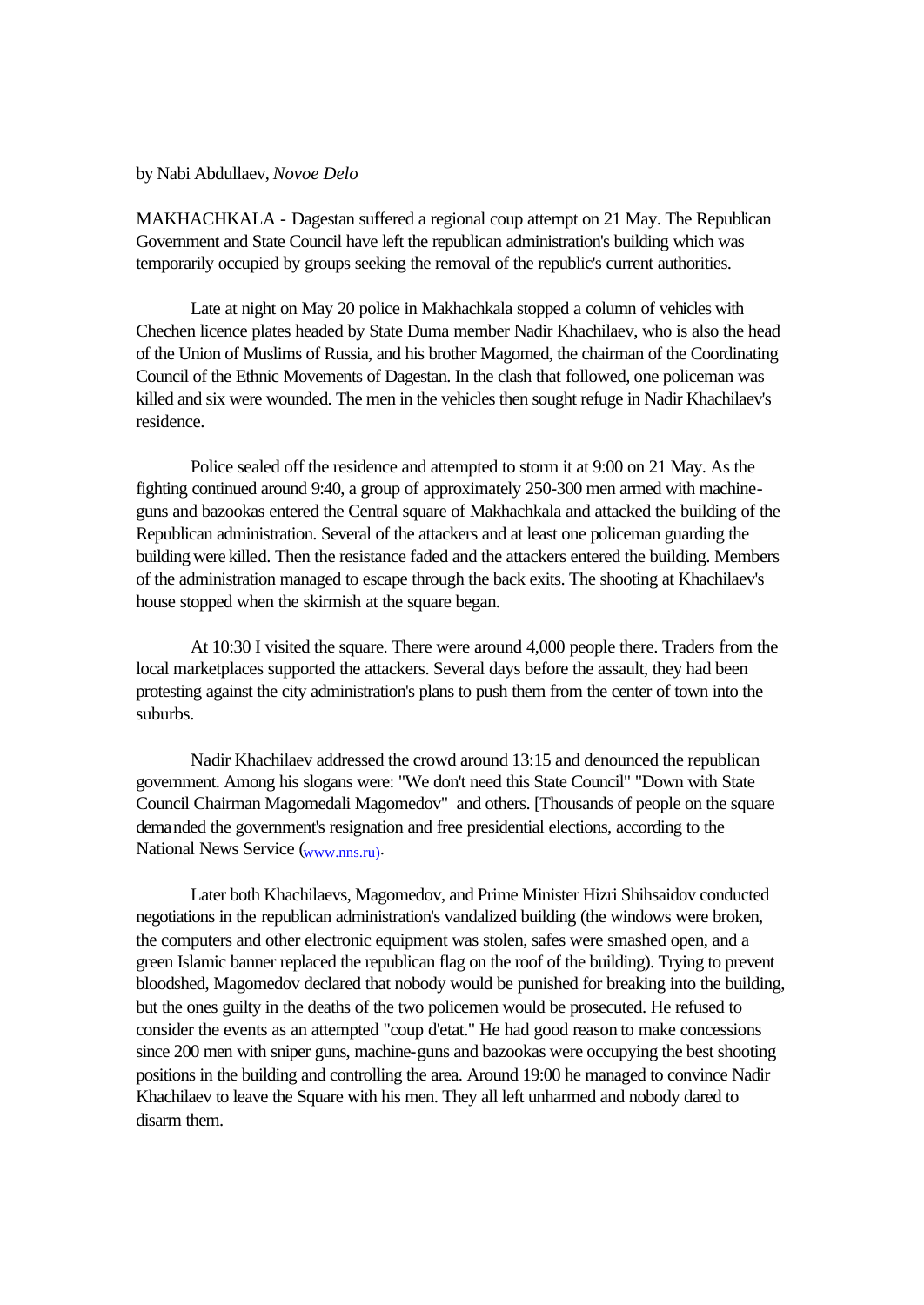by Nabi Abdullaev, *Novoe Delo*

MAKHACHKALA - Dagestan suffered a regional coup attempt on 21 May. The Republican Government and State Council have left the republican administration's building which was temporarily occupied by groups seeking the removal of the republic's current authorities.

Late at night on May 20 police in Makhachkala stopped a column of vehicles with Chechen licence plates headed by State Duma member Nadir Khachilaev, who is also the head of the Union of Muslims of Russia, and his brother Magomed, the chairman of the Coordinating Council of the Ethnic Movements of Dagestan. In the clash that followed, one policeman was killed and six were wounded. The men in the vehicles then sought refuge in Nadir Khachilaev's residence.

Police sealed off the residence and attempted to storm it at 9:00 on 21 May. As the fighting continued around 9:40, a group of approximately 250-300 men armed with machine-guns and bazookas entered the Central square of Makhachkala and attacked the building of the Republican administration. Several of the attackers and at least one policeman guarding the building were killed. Then the resistance faded and the attackers entered the building. Members of the administration managed to escape through the back exits. The shooting at Khachilaev's house stopped when the skirmish at the square began.

At 10:30 I visited the square. There were around 4,000 people there. Traders from the local marketplaces supported the attackers. Several days before the assault, they had been protesting against the city administration's plans to push them from the center of town into the suburbs.

Nadir Khachilaev addressed the crowd around 13:15 and denounced the republican government. Among his slogans were: "We don't need this State Council" "Down with State Council Chairman Magomedali Magomedov" and others. [Thousands of people on the square demanded the government's resignation and free presidential elections, according to the National News Service (www.nns.ru).

Later both Khachilaevs, Magomedov, and Prime Minister Hizri Shihsaidov conducted negotiations in the republican administration's vandalized building (the windows were broken, the computers and other electronic equipment was stolen, safes were smashed open, and a green Islamic banner replaced the republican flag on the roof of the building). Trying to prevent bloodshed, Magomedov declared that nobody would be punished for breaking into the building, but the ones guilty in the deaths of the two policemen would be prosecuted. He refused to consider the events as an attempted "coup d'etat." He had good reason to make concessions since 200 men with sniper guns, machine-guns and bazookas were occupying the best shooting positions in the building and controlling the area. Around 19:00 he managed to convince Nadir Khachilaev to leave the Square with his men. They all left unharmed and nobody dared to disarm them.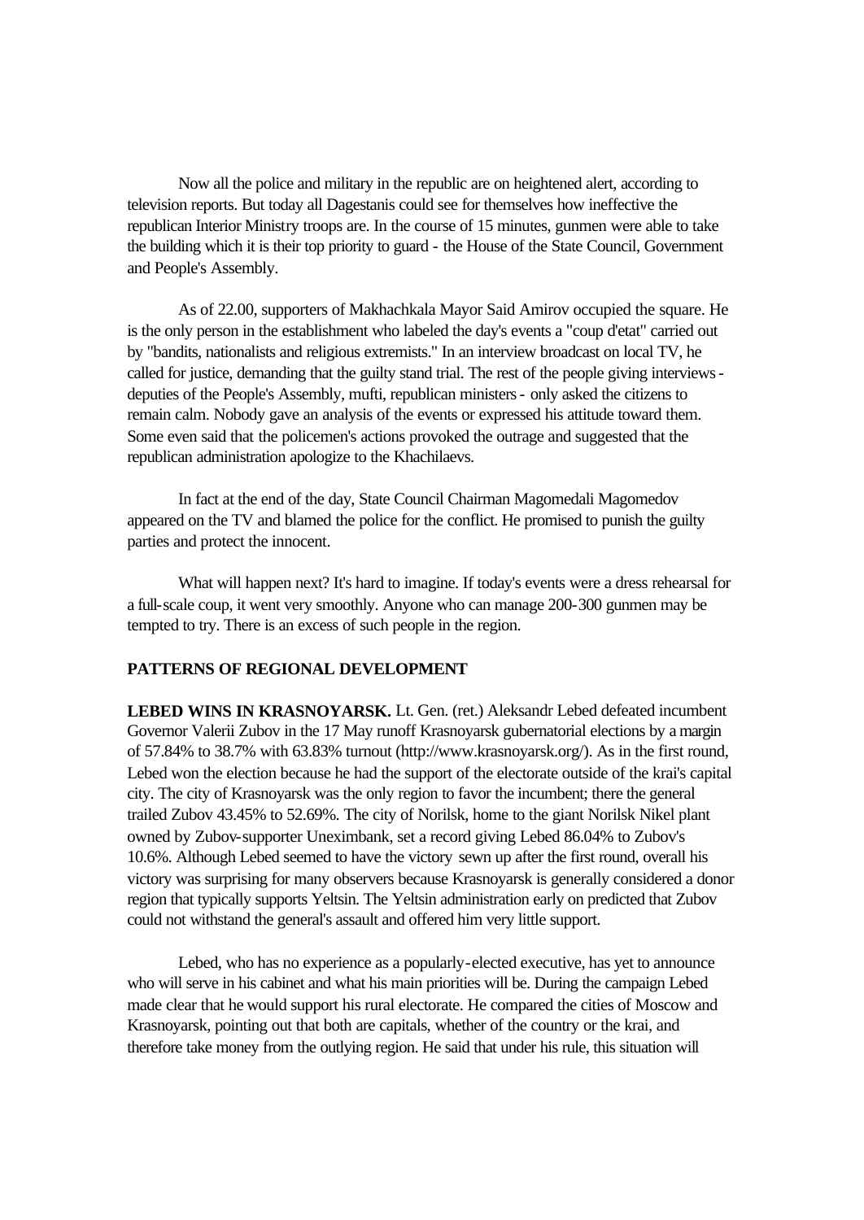Now all the police and military in the republic are on heightened alert, according to television reports. But today all Dagestanis could see for themselves how ineffective the republican Interior Ministry troops are. In the course of 15 minutes, gunmen were able to take the building which it is their top priority to guard - the House of the State Council, Government and People's Assembly.

As of 22.00, supporters of Makhachkala Mayor Said Amirov occupied the square. He is the only person in the establishment who labeled the day's events a "coup d'etat" carried out by "bandits, nationalists and religious extremists." In an interview broadcast on local TV, he called for justice, demanding that the guilty stand trial. The rest of the people giving interviews - deputies of the People's Assembly, mufti, republican ministers - only asked the citizens to remain calm. Nobody gave an analysis of the events or expressed his attitude toward them. Some even said that the policemen's actions provoked the outrage and suggested that the republican administration apologize to the Khachilaevs.

In fact at the end of the day, State Council Chairman Magomedali Magomedov appeared on the TV and blamed the police for the conflict. He promised to punish the guilty parties and protect the innocent.

What will happen next? It's hard to imagine. If today's events were a dress rehearsal for a full-scale coup, it went very smoothly. Anyone who can manage 200-300 gunmen may be tempted to try. There is an excess of such people in the region.

## PATTERNS OF REGIONAL DEVELOPMENT

**LEBED WINS IN KRASNOYARSK.** Lt. Gen. (ret.) Aleksandr Lebed defeated incumbent Governor Valerii Zubov in the 17 May runoff Krasnoyarsk gubernatorial elections by a margin of 57.84% to 38.7% with 63.83% turnout (http://www.krasnoyarsk.org/). As in the first round, Lebed won the election because he had the support of the electorate outside of the krai's capital city. The city of Krasnoyarsk was the only region to favor the incumbent; there the general trailed Zubov 43.45% to 52.69%. The city of Norilsk, home to the giant Norilsk Nikel plant owned by Zubov-supporter Uneximbank, set a record giving Lebed 86.04% to Zubov's 10.6%. Although Lebed seemed to have the victory sewn up after the first round, overall his victory was surprising for many observers because Krasnoyarsk is generally considered a donor region that typically supports Yeltsin. The Yeltsin administration early on predicted that Zubov could not withstand the general's assault and offered him very little support.

Lebed, who has no experience as a popularly-elected executive, has yet to announce who will serve in his cabinet and what his main priorities will be. During the campaign Lebed made clear that he would support his rural electorate. He compared the cities of Moscow and Krasnoyarsk, pointing out that both are capitals, whether of the country or the krai, and therefore take money from the outlying region. He said that under his rule, this situation will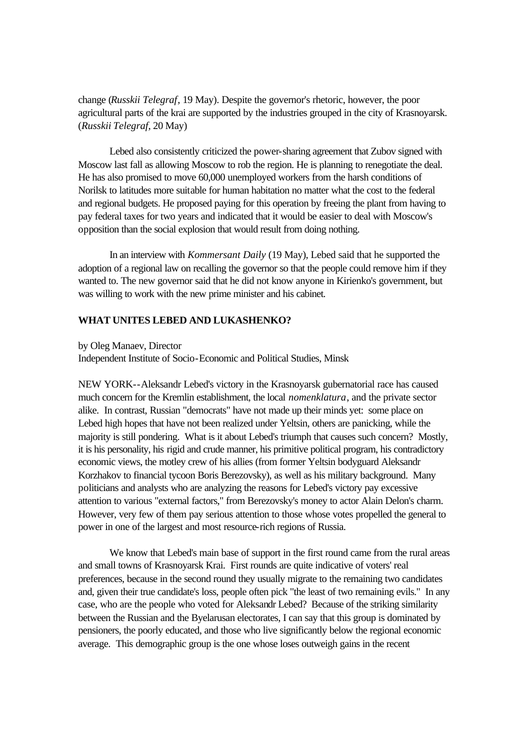change (*Russkii Telegraf*, 19 May). Despite the governor's rhetoric, however, the poor agricultural parts of the krai are supported by the industries grouped in the city of Krasnoyarsk. (*Russkii Telegraf*, 20 May)

Lebed also consistently criticized the power-sharing agreement that Zubov signed with Moscow last fall as allowing Moscow to rob the region. He is planning to renegotiate the deal. He has also promised to move 60,000 unemployed workers from the harsh conditions of Norilsk to latitudes more suitable for human habitation no matter what the cost to the federal and regional budgets. He proposed paying for this operation by freeing the plant from having to pay federal taxes for two years and indicated that it would be easier to deal with Moscow's opposition than the social explosion that would result from doing nothing.

In an interview with *Kommersant Daily* (19 May), Lebed said that he supported the adoption of a regional law on recalling the governor so that the people could remove him if they wanted to. The new governor said that he did not know anyone in Kirienko's government, but was willing to work with the new prime minister and his cabinet.

**WHAT UNITES LEBED AND LUKASHENKO?**

by Oleg Manaev, Director
Independent Institute of Socio-Economic and Political Studies, Minsk

NEW YORK--Aleksandr Lebed's victory in the Krasnoyarsk gubernatorial race has caused much concern for the Kremlin establishment, the local *nomenklatura*, and the private sector alike. In contrast, Russian "democrats" have not made up their minds yet: some place on Lebed high hopes that have not been realized under Yeltsin, others are panicking, while the majority is still pondering. What is it about Lebed's triumph that causes such concern? Mostly, it is his personality, his rigid and crude manner, his primitive political program, his contradictory economic views, the motley crew of his allies (from former Yeltsin bodyguard Aleksandr Korzhakov to financial tycoon Boris Berezovsky), as well as his military background. Many politicians and analysts who are analyzing the reasons for Lebed's victory pay excessive attention to various "external factors," from Berezovsky's money to actor Alain Delon's charm. However, very few of them pay serious attention to those whose votes propelled the general to power in one of the largest and most resource-rich regions of Russia.

We know that Lebed's main base of support in the first round came from the rural areas and small towns of Krasnoyarsk Krai. First rounds are quite indicative of voters' real preferences, because in the second round they usually migrate to the remaining two candidates and, given their true candidate's loss, people often pick "the least of two remaining evils." In any case, who are the people who voted for Aleksandr Lebed? Because of the striking similarity between the Russian and the Byelarusan electorates, I can say that this group is dominated by pensioners, the poorly educated, and those who live significantly below the regional economic average. This demographic group is the one whose loses outweigh gains in the recent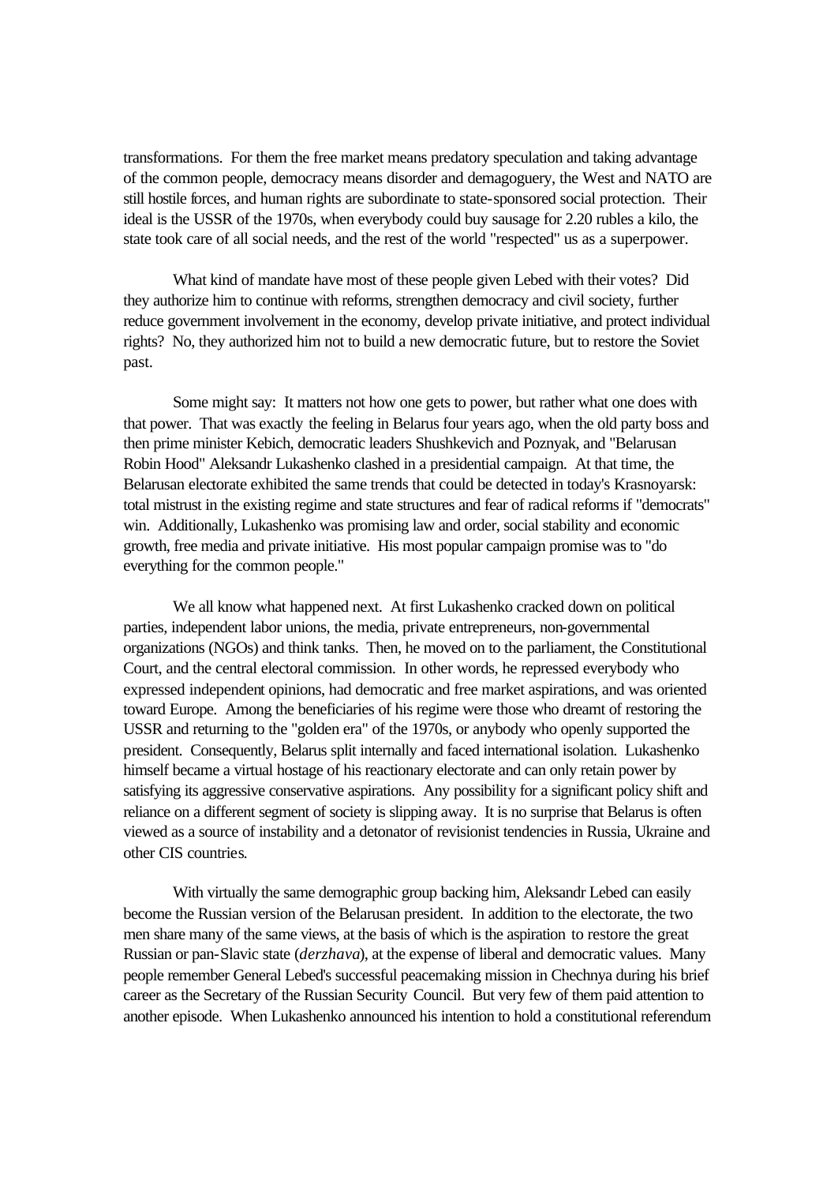transformations. For them the free market means predatory speculation and taking advantage of the common people, democracy means disorder and demagoguery, the West and NATO are still hostile forces, and human rights are subordinate to state-sponsored social protection. Their ideal is the USSR of the 1970s, when everybody could buy sausage for 2.20 rubles a kilo, the state took care of all social needs, and the rest of the world "respected" us as a superpower.

What kind of mandate have most of these people given Lebed with their votes? Did they authorize him to continue with reforms, strengthen democracy and civil society, further reduce government involvement in the economy, develop private initiative, and protect individual rights? No, they authorized him not to build a new democratic future, but to restore the Soviet past.

Some might say: It matters not how one gets to power, but rather what one does with that power. That was exactly the feeling in Belarus four years ago, when the old party boss and then prime minister Kebich, democratic leaders Shushkevich and Poznyak, and "Belarusan Robin Hood" Aleksandr Lukashenko clashed in a presidential campaign. At that time, the Belarusan electorate exhibited the same trends that could be detected in today's Krasnoyarsk: total mistrust in the existing regime and state structures and fear of radical reforms if "democrats" win. Additionally, Lukashenko was promising law and order, social stability and economic growth, free media and private initiative. His most popular campaign promise was to "do everything for the common people."

We all know what happened next. At first Lukashenko cracked down on political parties, independent labor unions, the media, private entrepreneurs, non-governmental organizations (NGOs) and think tanks. Then, he moved on to the parliament, the Constitutional Court, and the central electoral commission. In other words, he repressed everybody who expressed independent opinions, had democratic and free market aspirations, and was oriented toward Europe. Among the beneficiaries of his regime were those who dreamt of restoring the USSR and returning to the "golden era" of the 1970s, or anybody who openly supported the president. Consequently, Belarus split internally and faced international isolation. Lukashenko himself became a virtual hostage of his reactionary electorate and can only retain power by satisfying its aggressive conservative aspirations. Any possibility for a significant policy shift and reliance on a different segment of society is slipping away. It is no surprise that Belarus is often viewed as a source of instability and a detonator of revisionist tendencies in Russia, Ukraine and other CIS countries.

With virtually the same demographic group backing him, Aleksandr Lebed can easily become the Russian version of the Belarusan president. In addition to the electorate, the two men share many of the same views, at the basis of which is the aspiration to restore the great Russian or pan-Slavic state (*derzhava*), at the expense of liberal and democratic values. Many people remember General Lebed's successful peacemaking mission in Chechnya during his brief career as the Secretary of the Russian Security Council. But very few of them paid attention to another episode. When Lukashenko announced his intention to hold a constitutional referendum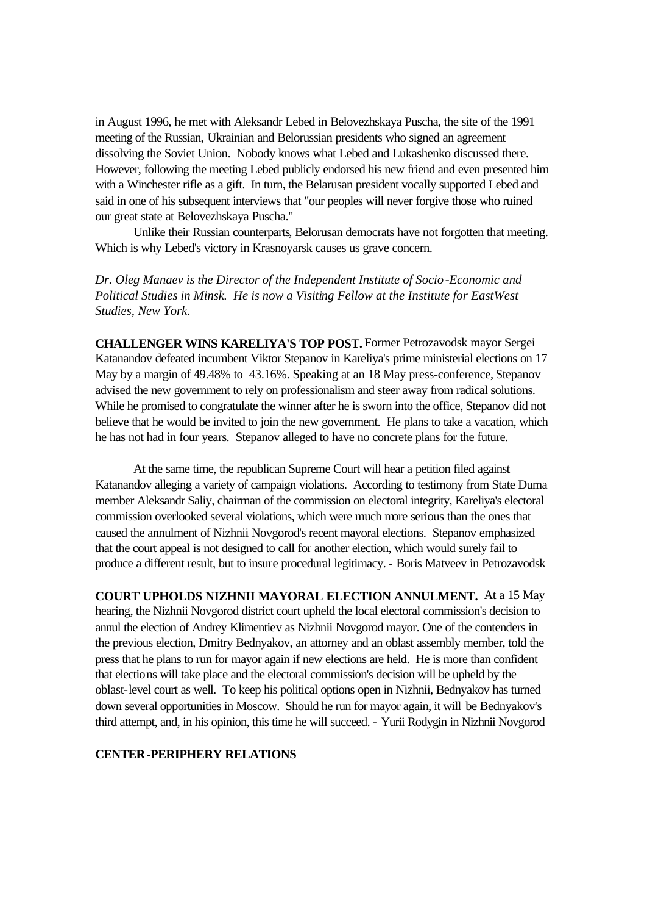in August 1996, he met with Aleksandr Lebed in Belovezhskaya Puscha, the site of the 1991 meeting of the Russian, Ukrainian and Belorussian presidents who signed an agreement dissolving the Soviet Union. Nobody knows what Lebed and Lukashenko discussed there. However, following the meeting Lebed publicly endorsed his new friend and even presented him with a Winchester rifle as a gift. In turn, the Belarusan president vocally supported Lebed and said in one of his subsequent interviews that "our peoples will never forgive those who ruined our great state at Belovezhskaya Puscha."

Unlike their Russian counterparts, Belorusan democrats have not forgotten that meeting. Which is why Lebed's victory in Krasnoyarsk causes us grave concern.

*Dr. Oleg Manaev is the Director of the Independent Institute of Socio-Economic and Political Studies in Minsk. He is now a Visiting Fellow at the Institute for EastWest Studies, New York.*

**CHALLENGER WINS KARELIYA'S TOP POST.** Former Petrozavodsk mayor Sergei Katanandov defeated incumbent Viktor Stepanov in Kareliya's prime ministerial elections on 17 May by a margin of 49.48% to 43.16%. Speaking at an 18 May press-conference, Stepanov advised the new government to rely on professionalism and steer away from radical solutions. While he promised to congratulate the winner after he is sworn into the office, Stepanov did not believe that he would be invited to join the new government. He plans to take a vacation, which he has not had in four years. Stepanov alleged to have no concrete plans for the future.

At the same time, the republican Supreme Court will hear a petition filed against Katanandov alleging a variety of campaign violations. According to testimony from State Duma member Aleksandr Saliy, chairman of the commission on electoral integrity, Kareliya's electoral commission overlooked several violations, which were much more serious than the ones that caused the annulment of Nizhnii Novgorod's recent mayoral elections. Stepanov emphasized that the court appeal is not designed to call for another election, which would surely fail to produce a different result, but to insure procedural legitimacy. - Boris Matveev in Petrozavodsk

**COURT UPHOLDS NIZHNII MAYORAL ELECTION ANNULMENT.** At a 15 May hearing, the Nizhnii Novgorod district court upheld the local electoral commission's decision to annul the election of Andrey Klimentiev as Nizhnii Novgorod mayor. One of the contenders in the previous election, Dmitry Bednyakov, an attorney and an oblast assembly member, told the press that he plans to run for mayor again if new elections are held. He is more than confident that elections will take place and the electoral commission's decision will be upheld by the oblast-level court as well. To keep his political options open in Nizhnii, Bednyakov has turned down several opportunities in Moscow. Should he run for mayor again, it will be Bednyakov's third attempt, and, in his opinion, this time he will succeed. - Yurii Rodygin in Nizhnii Novgorod

## CENTER-PERIPHERY RELATIONS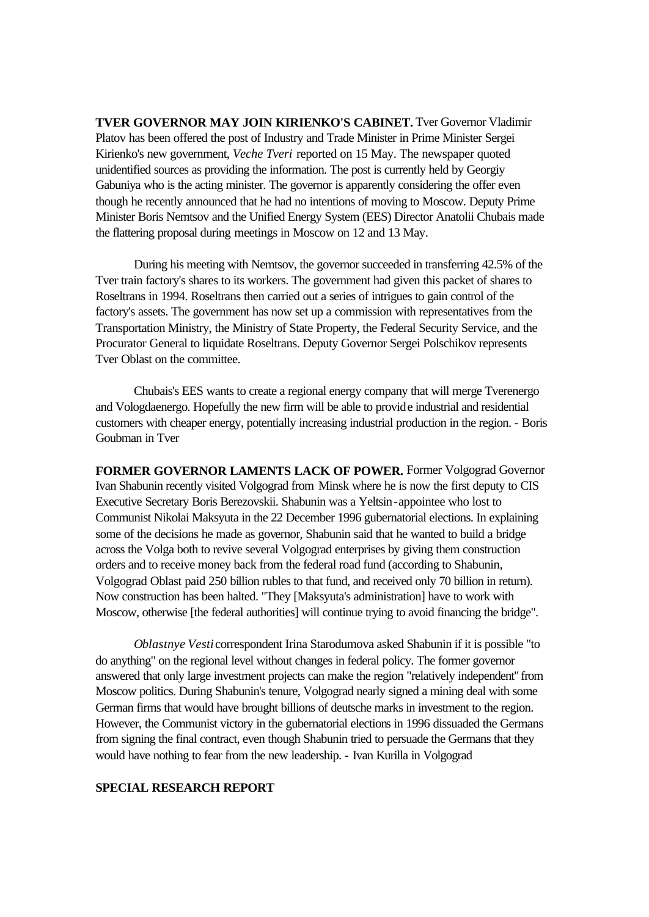**TVER GOVERNOR MAY JOIN KIRIENKO'S CABINET.** Tver Governor Vladimir Platov has been offered the post of Industry and Trade Minister in Prime Minister Sergei Kirienko's new government, *Veche Tveri* reported on 15 May. The newspaper quoted unidentified sources as providing the information. The post is currently held by Georgiy Gabuniya who is the acting minister. The governor is apparently considering the offer even though he recently announced that he had no intentions of moving to Moscow. Deputy Prime Minister Boris Nemtsov and the Unified Energy System (EES) Director Anatolii Chubais made the flattering proposal during meetings in Moscow on 12 and 13 May.

During his meeting with Nemtsov, the governor succeeded in transferring 42.5% of the Tver train factory's shares to its workers. The government had given this packet of shares to Roseltrans in 1994. Roseltrans then carried out a series of intrigues to gain control of the factory's assets. The government has now set up a commission with representatives from the Transportation Ministry, the Ministry of State Property, the Federal Security Service, and the Procurator General to liquidate Roseltrans. Deputy Governor Sergei Polschikov represents Tver Oblast on the committee.

Chubais's EES wants to create a regional energy company that will merge Tverenergo and Vologdaenergo. Hopefully the new firm will be able to provide industrial and residential customers with cheaper energy, potentially increasing industrial production in the region. - Boris Goubman in Tver

**FORMER GOVERNOR LAMENTS LACK OF POWER.** Former Volgograd Governor Ivan Shabunin recently visited Volgograd from Minsk where he is now the first deputy to CIS Executive Secretary Boris Berezovskii. Shabunin was a Yeltsin-appointee who lost to Communist Nikolai Maksyuta in the 22 December 1996 gubernatorial elections. In explaining some of the decisions he made as governor, Shabunin said that he wanted to build a bridge across the Volga both to revive several Volgograd enterprises by giving them construction orders and to receive money back from the federal road fund (according to Shabunin, Volgograd Oblast paid 250 billion rubles to that fund, and received only 70 billion in return). Now construction has been halted. "They [Maksyuta's administration] have to work with Moscow, otherwise [the federal authorities] will continue trying to avoid financing the bridge".

*Oblastnye Vesti* correspondent Irina Starodumova asked Shabunin if it is possible "to do anything" on the regional level without changes in federal policy. The former governor answered that only large investment projects can make the region "relatively independent" from Moscow politics. During Shabunin's tenure, Volgograd nearly signed a mining deal with some German firms that would have brought billions of deutsche marks in investment to the region. However, the Communist victory in the gubernatorial elections in 1996 dissuaded the Germans from signing the final contract, even though Shabunin tried to persuade the Germans that they would have nothing to fear from the new leadership. - Ivan Kurilla in Volgograd

**SPECIAL RESEARCH REPORT**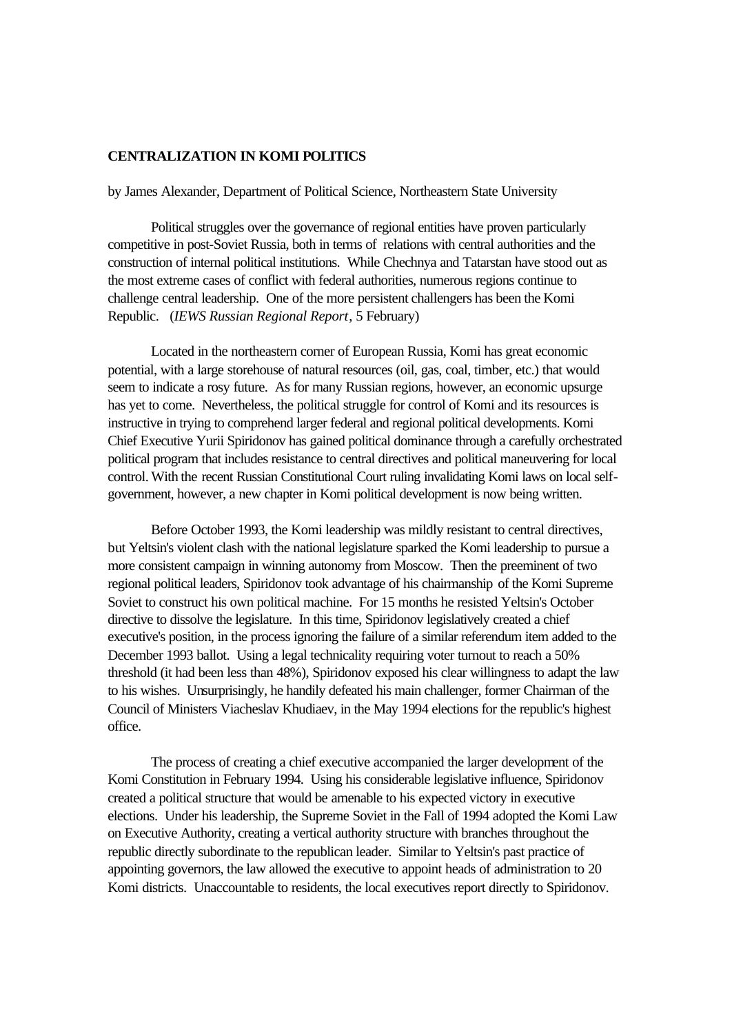**CENTRALIZATION IN KOMI POLITICS**

by James Alexander, Department of Political Science, Northeastern State University

Political struggles over the governance of regional entities have proven particularly competitive in post-Soviet Russia, both in terms of relations with central authorities and the construction of internal political institutions. While Chechnya and Tatarstan have stood out as the most extreme cases of conflict with federal authorities, numerous regions continue to challenge central leadership. One of the more persistent challengers has been the Komi Republic. (*IEWS Russian Regional Report*, 5 February)

Located in the northeastern corner of European Russia, Komi has great economic potential, with a large storehouse of natural resources (oil, gas, coal, timber, etc.) that would seem to indicate a rosy future. As for many Russian regions, however, an economic upsurge has yet to come. Nevertheless, the political struggle for control of Komi and its resources is instructive in trying to comprehend larger federal and regional political developments. Komi Chief Executive Yurii Spiridonov has gained political dominance through a carefully orchestrated political program that includes resistance to central directives and political maneuvering for local control. With the recent Russian Constitutional Court ruling invalidating Komi laws on local self-government, however, a new chapter in Komi political development is now being written.

Before October 1993, the Komi leadership was mildly resistant to central directives, but Yeltsin's violent clash with the national legislature sparked the Komi leadership to pursue a more consistent campaign in winning autonomy from Moscow. Then the preeminent of two regional political leaders, Spiridonov took advantage of his chairmanship of the Komi Supreme Soviet to construct his own political machine. For 15 months he resisted Yeltsin's October directive to dissolve the legislature. In this time, Spiridonov legislatively created a chief executive's position, in the process ignoring the failure of a similar referendum item added to the December 1993 ballot. Using a legal technicality requiring voter turnout to reach a 50% threshold (it had been less than 48%), Spiridonov exposed his clear willingness to adapt the law to his wishes. Unsurprisingly, he handily defeated his main challenger, former Chairman of the Council of Ministers Viacheslav Khudiaev, in the May 1994 elections for the republic's highest office.

The process of creating a chief executive accompanied the larger development of the Komi Constitution in February 1994. Using his considerable legislative influence, Spiridonov created a political structure that would be amenable to his expected victory in executive elections. Under his leadership, the Supreme Soviet in the Fall of 1994 adopted the Komi Law on Executive Authority, creating a vertical authority structure with branches throughout the republic directly subordinate to the republican leader. Similar to Yeltsin's past practice of appointing governors, the law allowed the executive to appoint heads of administration to 20 Komi districts. Unaccountable to residents, the local executives report directly to Spiridonov.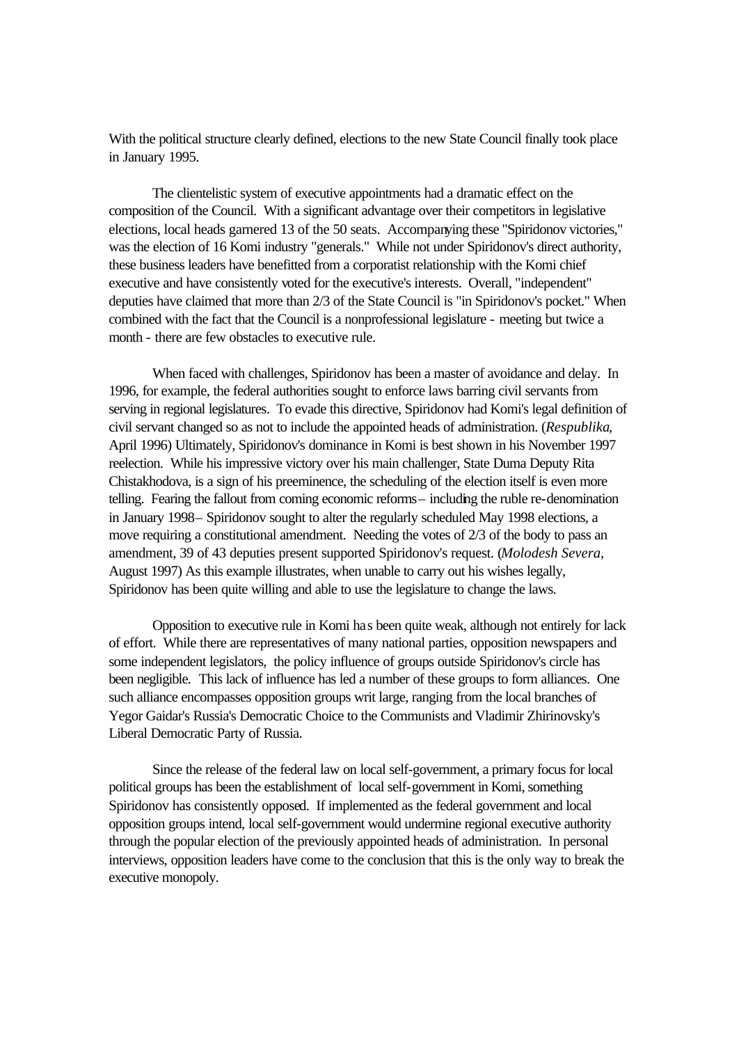With the political structure clearly defined, elections to the new State Council finally took place in January 1995.

The clientelistic system of executive appointments had a dramatic effect on the composition of the Council. With a significant advantage over their competitors in legislative elections, local heads garnered 13 of the 50 seats. Accompanying these "Spiridonov victories," was the election of 16 Komi industry "generals." While not under Spiridonov's direct authority, these business leaders have benefitted from a corporatist relationship with the Komi chief executive and have consistently voted for the executive's interests. Overall, "independent" deputies have claimed that more than 2/3 of the State Council is "in Spiridonov's pocket." When combined with the fact that the Council is a nonprofessional legislature - meeting but twice a month - there are few obstacles to executive rule.

When faced with challenges, Spiridonov has been a master of avoidance and delay. In 1996, for example, the federal authorities sought to enforce laws barring civil servants from serving in regional legislatures. To evade this directive, Spiridonov had Komi's legal definition of civil servant changed so as not to include the appointed heads of administration. (*Respublika*, April 1996) Ultimately, Spiridonov's dominance in Komi is best shown in his November 1997 reelection. While his impressive victory over his main challenger, State Duma Deputy Rita Chistakhodova, is a sign of his preeminence, the scheduling of the election itself is even more telling. Fearing the fallout from coming economic reforms – including the ruble re-denomination in January 1998 – Spiridonov sought to alter the regularly scheduled May 1998 elections, a move requiring a constitutional amendment. Needing the votes of 2/3 of the body to pass an amendment, 39 of 43 deputies present supported Spiridonov's request. (*Molodesh Severa*, August 1997) As this example illustrates, when unable to carry out his wishes legally, Spiridonov has been quite willing and able to use the legislature to change the laws.

Opposition to executive rule in Komi has been quite weak, although not entirely for lack of effort. While there are representatives of many national parties, opposition newspapers and some independent legislators, the policy influence of groups outside Spiridonov's circle has been negligible. This lack of influence has led a number of these groups to form alliances. One such alliance encompasses opposition groups writ large, ranging from the local branches of Yegor Gaidar's Russia's Democratic Choice to the Communists and Vladimir Zhirinovsky's Liberal Democratic Party of Russia.

Since the release of the federal law on local self-government, a primary focus for local political groups has been the establishment of local self-government in Komi, something Spiridonov has consistently opposed. If implemented as the federal government and local opposition groups intend, local self-government would undermine regional executive authority through the popular election of the previously appointed heads of administration. In personal interviews, opposition leaders have come to the conclusion that this is the only way to break the executive monopoly.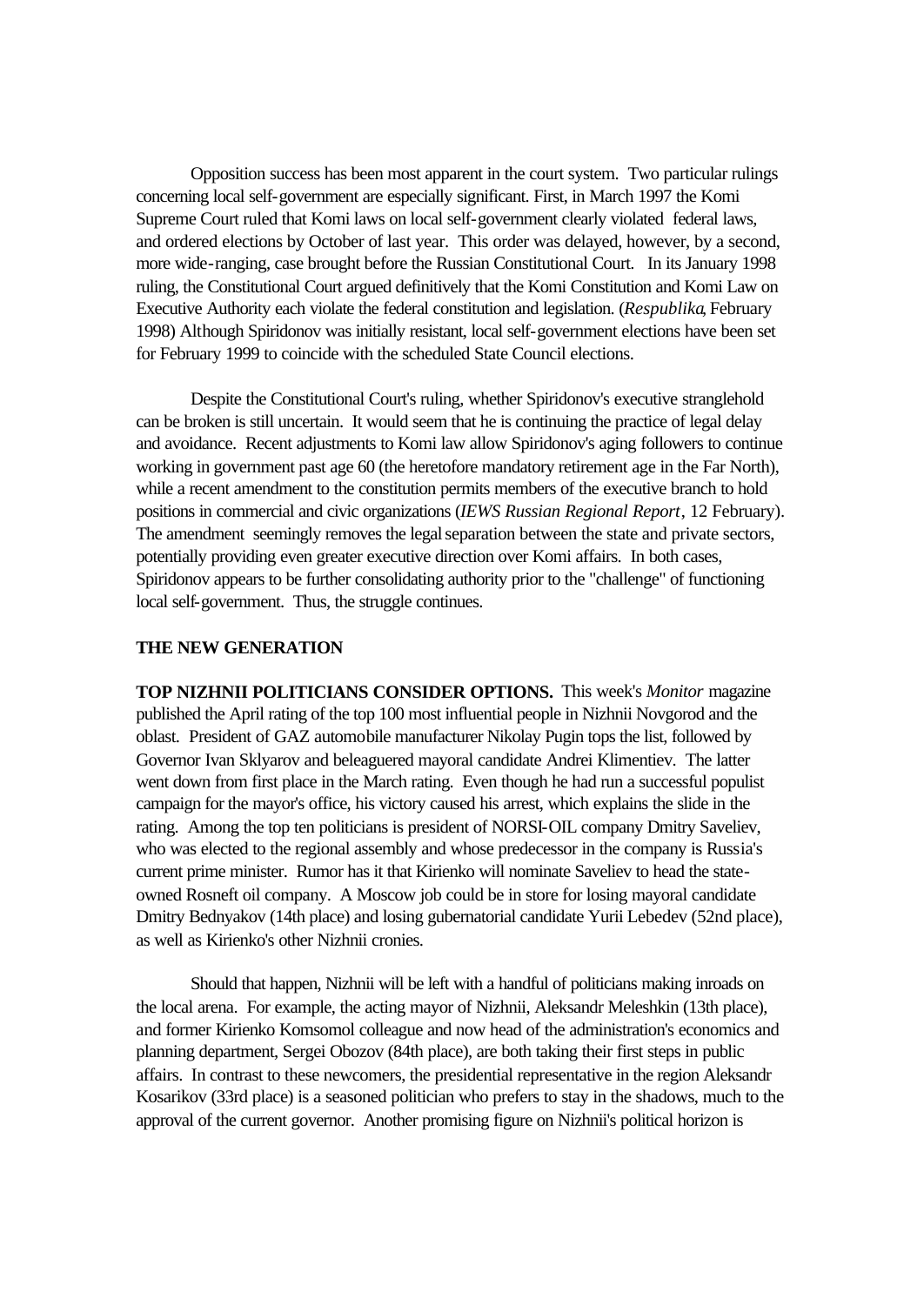Opposition success has been most apparent in the court system. Two particular rulings concerning local self-government are especially significant. First, in March 1997 the Komi Supreme Court ruled that Komi laws on local self-government clearly violated federal laws, and ordered elections by October of last year. This order was delayed, however, by a second, more wide-ranging, case brought before the Russian Constitutional Court. In its January 1998 ruling, the Constitutional Court argued definitively that the Komi Constitution and Komi Law on Executive Authority each violate the federal constitution and legislation. (*Respublika*, February 1998) Although Spiridonov was initially resistant, local self-government elections have been set for February 1999 to coincide with the scheduled State Council elections.

Despite the Constitutional Court's ruling, whether Spiridonov's executive stranglehold can be broken is still uncertain. It would seem that he is continuing the practice of legal delay and avoidance. Recent adjustments to Komi law allow Spiridonov's aging followers to continue working in government past age 60 (the heretofore mandatory retirement age in the Far North), while a recent amendment to the constitution permits members of the executive branch to hold positions in commercial and civic organizations (*IEWS Russian Regional Report*, 12 February). The amendment seemingly removes the legal separation between the state and private sectors, potentially providing even greater executive direction over Komi affairs. In both cases, Spiridonov appears to be further consolidating authority prior to the "challenge" of functioning local self-government. Thus, the struggle continues.

**THE NEW GENERATION**

**TOP NIZHNII POLITICIANS CONSIDER OPTIONS.** This week's *Monitor* magazine published the April rating of the top 100 most influential people in Nizhnii Novgorod and the oblast. President of GAZ automobile manufacturer Nikolay Pugin tops the list, followed by Governor Ivan Sklyarov and beleaguered mayoral candidate Andrei Klimentiev. The latter went down from first place in the March rating. Even though he had run a successful populist campaign for the mayor's office, his victory caused his arrest, which explains the slide in the rating. Among the top ten politicians is president of NORSI-OIL company Dmitry Saveliev, who was elected to the regional assembly and whose predecessor in the company is Russia's current prime minister. Rumor has it that Kirienko will nominate Saveliev to head the state-owned Rosneft oil company. A Moscow job could be in store for losing mayoral candidate Dmitry Bednyakov (14th place) and losing gubernatorial candidate Yurii Lebedev (52nd place), as well as Kirienko's other Nizhnii cronies.

Should that happen, Nizhnii will be left with a handful of politicians making inroads on the local arena. For example, the acting mayor of Nizhnii, Aleksandr Meleshkin (13th place), and former Kirienko Komsomol colleague and now head of the administration's economics and planning department, Sergei Obozov (84th place), are both taking their first steps in public affairs. In contrast to these newcomers, the presidential representative in the region Aleksandr Kosarikov (33rd place) is a seasoned politician who prefers to stay in the shadows, much to the approval of the current governor. Another promising figure on Nizhnii's political horizon is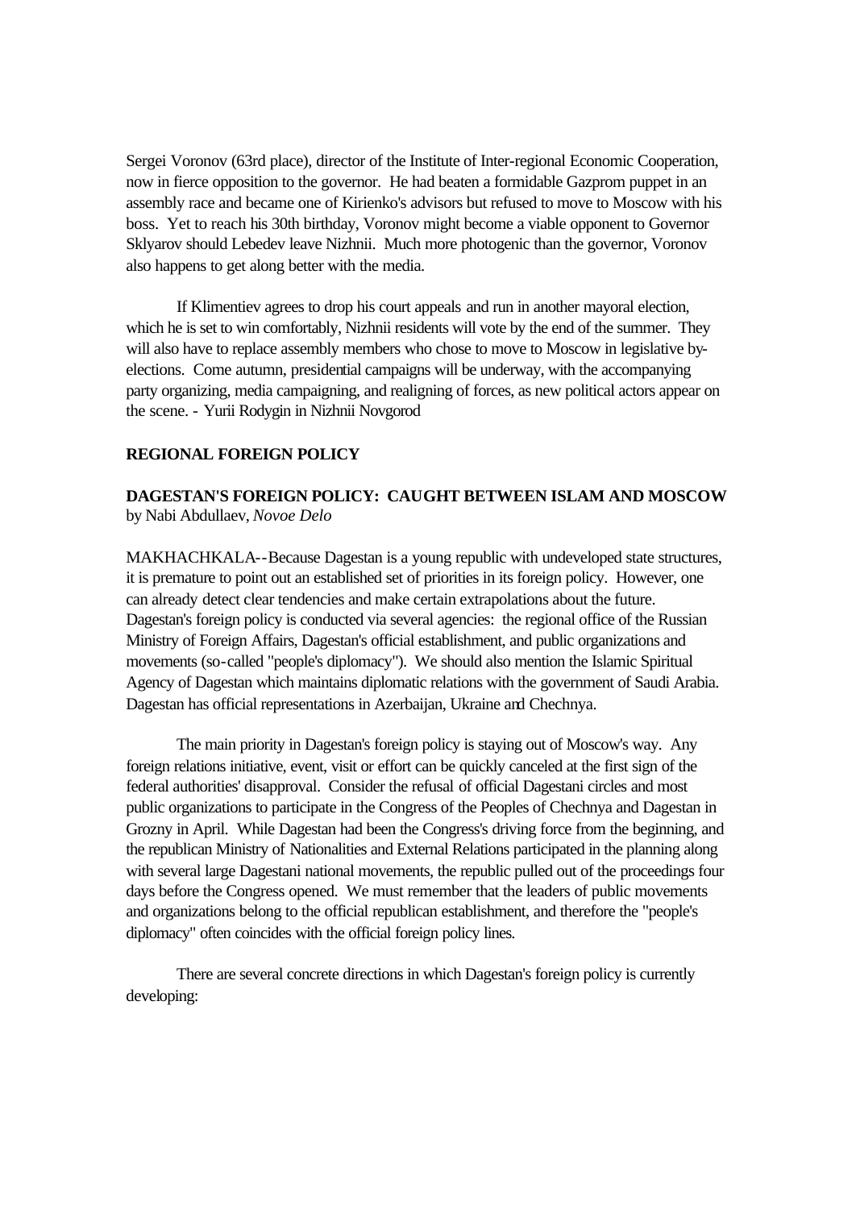Sergei Voronov (63rd place), director of the Institute of Inter-regional Economic Cooperation, now in fierce opposition to the governor. He had beaten a formidable Gazprom puppet in an assembly race and became one of Kirienko's advisors but refused to move to Moscow with his boss. Yet to reach his 30th birthday, Voronov might become a viable opponent to Governor Sklyarov should Lebedev leave Nizhnii. Much more photogenic than the governor, Voronov also happens to get along better with the media.

If Klimentiev agrees to drop his court appeals and run in another mayoral election, which he is set to win comfortably, Nizhnii residents will vote by the end of the summer. They will also have to replace assembly members who chose to move to Moscow in legislative by-elections. Come autumn, presidential campaigns will be underway, with the accompanying party organizing, media campaigning, and realigning of forces, as new political actors appear on the scene. - Yurii Rodygin in Nizhnii Novgorod

## REGIONAL FOREIGN POLICY

### DAGESTAN'S FOREIGN POLICY: CAUGHT BETWEEN ISLAM AND MOSCOW

by Nabi Abdullaev, *Novoe Delo*

MAKHACHKALA--Because Dagestan is a young republic with undeveloped state structures, it is premature to point out an established set of priorities in its foreign policy. However, one can already detect clear tendencies and make certain extrapolations about the future. Dagestan's foreign policy is conducted via several agencies: the regional office of the Russian Ministry of Foreign Affairs, Dagestan's official establishment, and public organizations and movements (so-called "people's diplomacy"). We should also mention the Islamic Spiritual Agency of Dagestan which maintains diplomatic relations with the government of Saudi Arabia. Dagestan has official representations in Azerbaijan, Ukraine and Chechnya.

The main priority in Dagestan's foreign policy is staying out of Moscow's way. Any foreign relations initiative, event, visit or effort can be quickly canceled at the first sign of the federal authorities' disapproval. Consider the refusal of official Dagestani circles and most public organizations to participate in the Congress of the Peoples of Chechnya and Dagestan in Grozny in April. While Dagestan had been the Congress's driving force from the beginning, and the republican Ministry of Nationalities and External Relations participated in the planning along with several large Dagestani national movements, the republic pulled out of the proceedings four days before the Congress opened. We must remember that the leaders of public movements and organizations belong to the official republican establishment, and therefore the "people's diplomacy" often coincides with the official foreign policy lines.

There are several concrete directions in which Dagestan's foreign policy is currently developing: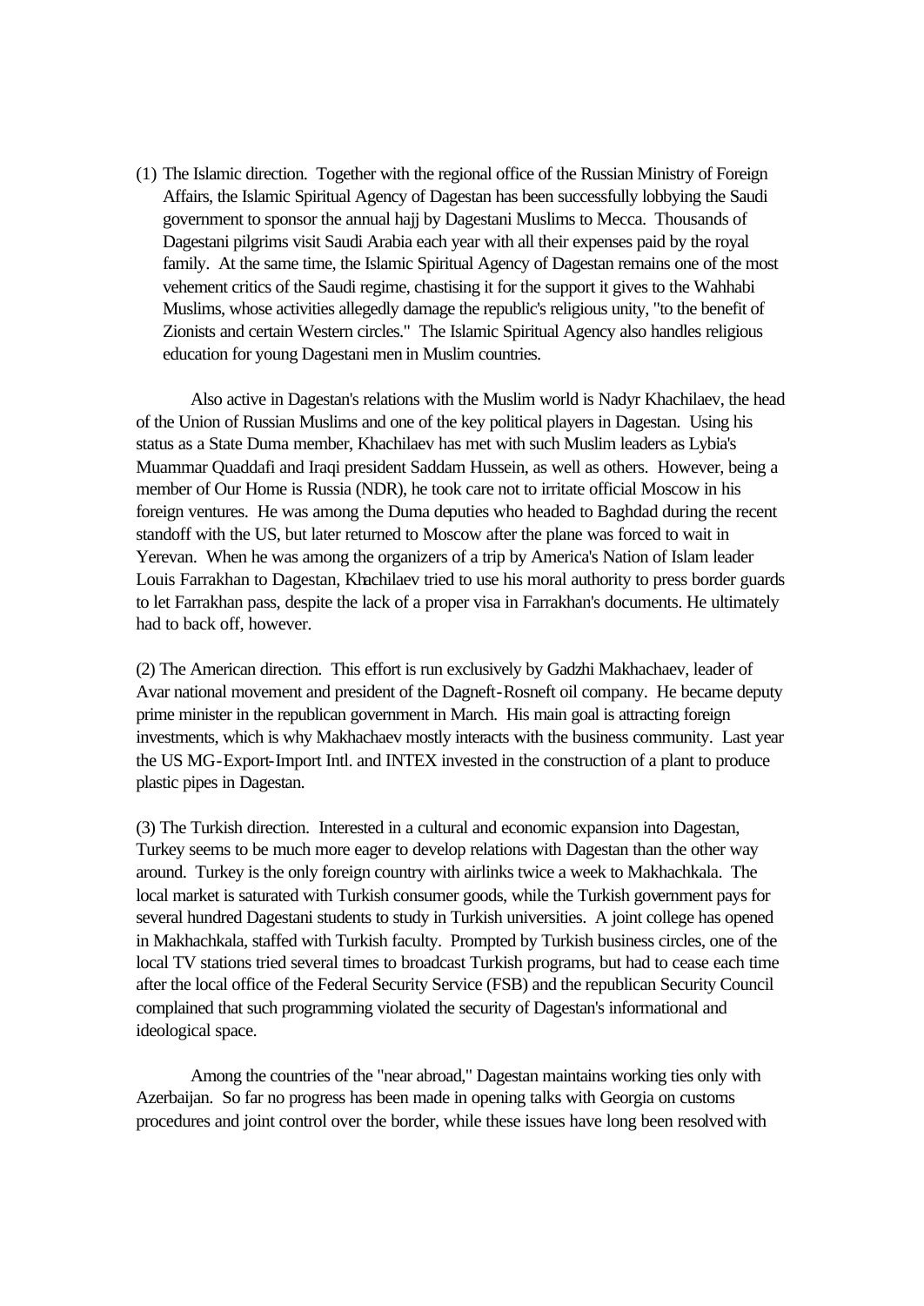(1) The Islamic direction. Together with the regional office of the Russian Ministry of Foreign Affairs, the Islamic Spiritual Agency of Dagestan has been successfully lobbying the Saudi government to sponsor the annual hajj by Dagestani Muslims to Mecca. Thousands of Dagestani pilgrims visit Saudi Arabia each year with all their expenses paid by the royal family. At the same time, the Islamic Spiritual Agency of Dagestan remains one of the most vehement critics of the Saudi regime, chastising it for the support it gives to the Wahhabi Muslims, whose activities allegedly damage the republic's religious unity, "to the benefit of Zionists and certain Western circles." The Islamic Spiritual Agency also handles religious education for young Dagestani men in Muslim countries.

Also active in Dagestan's relations with the Muslim world is Nadyr Khachilaev, the head of the Union of Russian Muslims and one of the key political players in Dagestan. Using his status as a State Duma member, Khachilaev has met with such Muslim leaders as Lybia's Muammar Quaddafi and Iraqi president Saddam Hussein, as well as others. However, being a member of Our Home is Russia (NDR), he took care not to irritate official Moscow in his foreign ventures. He was among the Duma deputies who headed to Baghdad during the recent standoff with the US, but later returned to Moscow after the plane was forced to wait in Yerevan. When he was among the organizers of a trip by America's Nation of Islam leader Louis Farrakhan to Dagestan, Khachilaev tried to use his moral authority to press border guards to let Farrakhan pass, despite the lack of a proper visa in Farrakhan's documents. He ultimately had to back off, however.

(2) The American direction. This effort is run exclusively by Gadzhi Makhachaev, leader of Avar national movement and president of the Dagneft-Rosneft oil company. He became deputy prime minister in the republican government in March. His main goal is attracting foreign investments, which is why Makhachaev mostly interacts with the business community. Last year the US MG-Export-Import Intl. and INTEX invested in the construction of a plant to produce plastic pipes in Dagestan.

(3) The Turkish direction. Interested in a cultural and economic expansion into Dagestan, Turkey seems to be much more eager to develop relations with Dagestan than the other way around. Turkey is the only foreign country with airlinks twice a week to Makhachkala. The local market is saturated with Turkish consumer goods, while the Turkish government pays for several hundred Dagestani students to study in Turkish universities. A joint college has opened in Makhachkala, staffed with Turkish faculty. Prompted by Turkish business circles, one of the local TV stations tried several times to broadcast Turkish programs, but had to cease each time after the local office of the Federal Security Service (FSB) and the republican Security Council complained that such programming violated the security of Dagestan's informational and ideological space.

Among the countries of the "near abroad," Dagestan maintains working ties only with Azerbaijan. So far no progress has been made in opening talks with Georgia on customs procedures and joint control over the border, while these issues have long been resolved with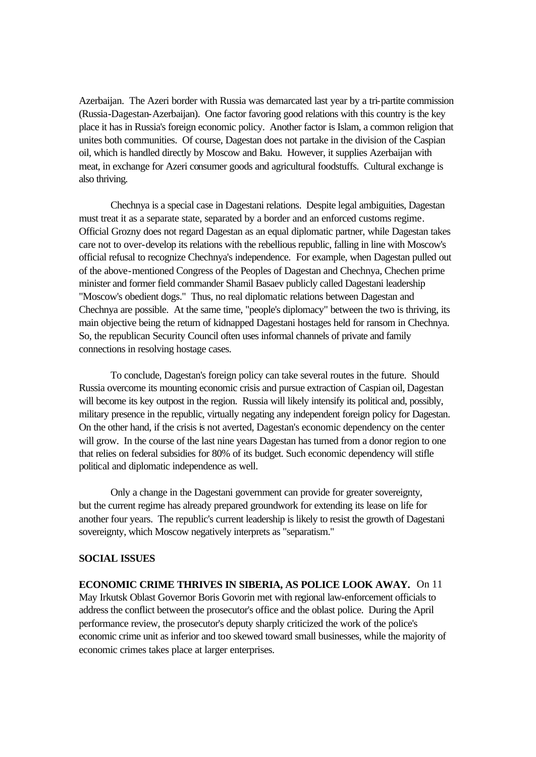Azerbaijan. The Azeri border with Russia was demarcated last year by a tri-partite commission (Russia-Dagestan-Azerbaijan). One factor favoring good relations with this country is the key place it has in Russia's foreign economic policy. Another factor is Islam, a common religion that unites both communities. Of course, Dagestan does not partake in the division of the Caspian oil, which is handled directly by Moscow and Baku. However, it supplies Azerbaijan with meat, in exchange for Azeri consumer goods and agricultural foodstuffs. Cultural exchange is also thriving.

Chechnya is a special case in Dagestani relations. Despite legal ambiguities, Dagestan must treat it as a separate state, separated by a border and an enforced customs regime. Official Grozny does not regard Dagestan as an equal diplomatic partner, while Dagestan takes care not to over-develop its relations with the rebellious republic, falling in line with Moscow's official refusal to recognize Chechnya's independence. For example, when Dagestan pulled out of the above-mentioned Congress of the Peoples of Dagestan and Chechnya, Chechen prime minister and former field commander Shamil Basaev publicly called Dagestani leadership "Moscow's obedient dogs." Thus, no real diplomatic relations between Dagestan and Chechnya are possible. At the same time, "people's diplomacy" between the two is thriving, its main objective being the return of kidnapped Dagestani hostages held for ransom in Chechnya. So, the republican Security Council often uses informal channels of private and family connections in resolving hostage cases.

To conclude, Dagestan's foreign policy can take several routes in the future. Should Russia overcome its mounting economic crisis and pursue extraction of Caspian oil, Dagestan will become its key outpost in the region. Russia will likely intensify its political and, possibly, military presence in the republic, virtually negating any independent foreign policy for Dagestan. On the other hand, if the crisis is not averted, Dagestan's economic dependency on the center will grow. In the course of the last nine years Dagestan has turned from a donor region to one that relies on federal subsidies for 80% of its budget. Such economic dependency will stifle political and diplomatic independence as well.

Only a change in the Dagestani government can provide for greater sovereignty, but the current regime has already prepared groundwork for extending its lease on life for another four years. The republic's current leadership is likely to resist the growth of Dagestani sovereignty, which Moscow negatively interprets as "separatism."

## SOCIAL ISSUES

**ECONOMIC CRIME THRIVES IN SIBERIA, AS POLICE LOOK AWAY.** On 11 May Irkutsk Oblast Governor Boris Govorin met with regional law-enforcement officials to address the conflict between the prosecutor's office and the oblast police. During the April performance review, the prosecutor's deputy sharply criticized the work of the police's economic crime unit as inferior and too skewed toward small businesses, while the majority of economic crimes takes place at larger enterprises.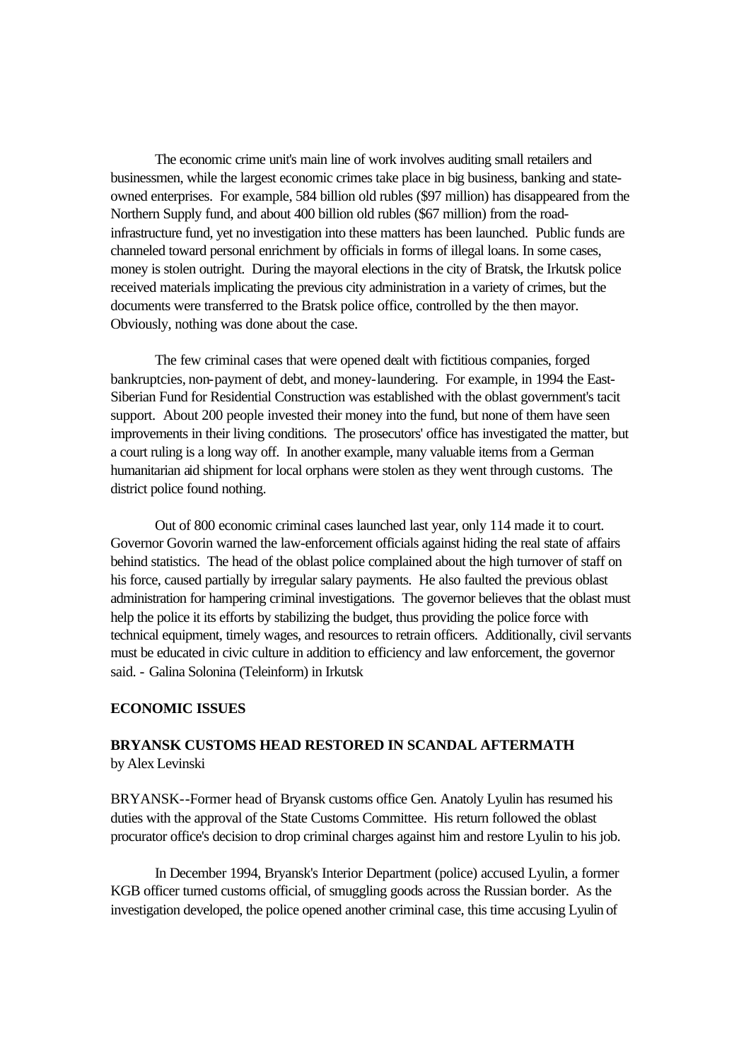The economic crime unit's main line of work involves auditing small retailers and businessmen, while the largest economic crimes take place in big business, banking and state-owned enterprises. For example, 584 billion old rubles ($97 million) has disappeared from the Northern Supply fund, and about 400 billion old rubles ($67 million) from the road-infrastructure fund, yet no investigation into these matters has been launched. Public funds are channeled toward personal enrichment by officials in forms of illegal loans. In some cases, money is stolen outright. During the mayoral elections in the city of Bratsk, the Irkutsk police received materials implicating the previous city administration in a variety of crimes, but the documents were transferred to the Bratsk police office, controlled by the then mayor. Obviously, nothing was done about the case.

The few criminal cases that were opened dealt with fictitious companies, forged bankruptcies, non-payment of debt, and money-laundering. For example, in 1994 the East-Siberian Fund for Residential Construction was established with the oblast government's tacit support. About 200 people invested their money into the fund, but none of them have seen improvements in their living conditions. The prosecutors' office has investigated the matter, but a court ruling is a long way off. In another example, many valuable items from a German humanitarian aid shipment for local orphans were stolen as they went through customs. The district police found nothing.

Out of 800 economic criminal cases launched last year, only 114 made it to court. Governor Govorin warned the law-enforcement officials against hiding the real state of affairs behind statistics. The head of the oblast police complained about the high turnover of staff on his force, caused partially by irregular salary payments. He also faulted the previous oblast administration for hampering criminal investigations. The governor believes that the oblast must help the police it its efforts by stabilizing the budget, thus providing the police force with technical equipment, timely wages, and resources to retrain officers. Additionally, civil servants must be educated in civic culture in addition to efficiency and law enforcement, the governor said. - Galina Solonina (Teleinform) in Irkutsk

**ECONOMIC ISSUES**

**BRYANSK CUSTOMS HEAD RESTORED IN SCANDAL AFTERMATH**
by Alex Levinski

BRYANSK--Former head of Bryansk customs office Gen. Anatoly Lyulin has resumed his duties with the approval of the State Customs Committee. His return followed the oblast procurator office's decision to drop criminal charges against him and restore Lyulin to his job.

In December 1994, Bryansk's Interior Department (police) accused Lyulin, a former KGB officer turned customs official, of smuggling goods across the Russian border. As the investigation developed, the police opened another criminal case, this time accusing Lyulin of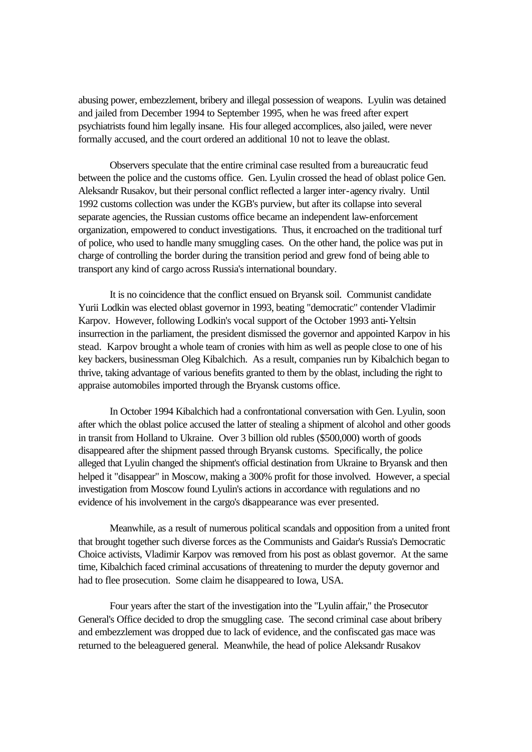abusing power, embezzlement, bribery and illegal possession of weapons. Lyulin was detained and jailed from December 1994 to September 1995, when he was freed after expert psychiatrists found him legally insane. His four alleged accomplices, also jailed, were never formally accused, and the court ordered an additional 10 not to leave the oblast.

Observers speculate that the entire criminal case resulted from a bureaucratic feud between the police and the customs office. Gen. Lyulin crossed the head of oblast police Gen. Aleksandr Rusakov, but their personal conflict reflected a larger inter-agency rivalry. Until 1992 customs collection was under the KGB's purview, but after its collapse into several separate agencies, the Russian customs office became an independent law-enforcement organization, empowered to conduct investigations. Thus, it encroached on the traditional turf of police, who used to handle many smuggling cases. On the other hand, the police was put in charge of controlling the border during the transition period and grew fond of being able to transport any kind of cargo across Russia's international boundary.

It is no coincidence that the conflict ensued on Bryansk soil. Communist candidate Yurii Lodkin was elected oblast governor in 1993, beating "democratic" contender Vladimir Karpov. However, following Lodkin's vocal support of the October 1993 anti-Yeltsin insurrection in the parliament, the president dismissed the governor and appointed Karpov in his stead. Karpov brought a whole team of cronies with him as well as people close to one of his key backers, businessman Oleg Kibalchich. As a result, companies run by Kibalchich began to thrive, taking advantage of various benefits granted to them by the oblast, including the right to appraise automobiles imported through the Bryansk customs office.

In October 1994 Kibalchich had a confrontational conversation with Gen. Lyulin, soon after which the oblast police accused the latter of stealing a shipment of alcohol and other goods in transit from Holland to Ukraine. Over 3 billion old rubles ($500,000) worth of goods disappeared after the shipment passed through Bryansk customs. Specifically, the police alleged that Lyulin changed the shipment's official destination from Ukraine to Bryansk and then helped it "disappear" in Moscow, making a 300% profit for those involved. However, a special investigation from Moscow found Lyulin's actions in accordance with regulations and no evidence of his involvement in the cargo's disappearance was ever presented.

Meanwhile, as a result of numerous political scandals and opposition from a united front that brought together such diverse forces as the Communists and Gaidar's Russia's Democratic Choice activists, Vladimir Karpov was removed from his post as oblast governor. At the same time, Kibalchich faced criminal accusations of threatening to murder the deputy governor and had to flee prosecution. Some claim he disappeared to Iowa, USA.

Four years after the start of the investigation into the "Lyulin affair," the Prosecutor General's Office decided to drop the smuggling case. The second criminal case about bribery and embezzlement was dropped due to lack of evidence, and the confiscated gas mace was returned to the beleaguered general. Meanwhile, the head of police Aleksandr Rusakov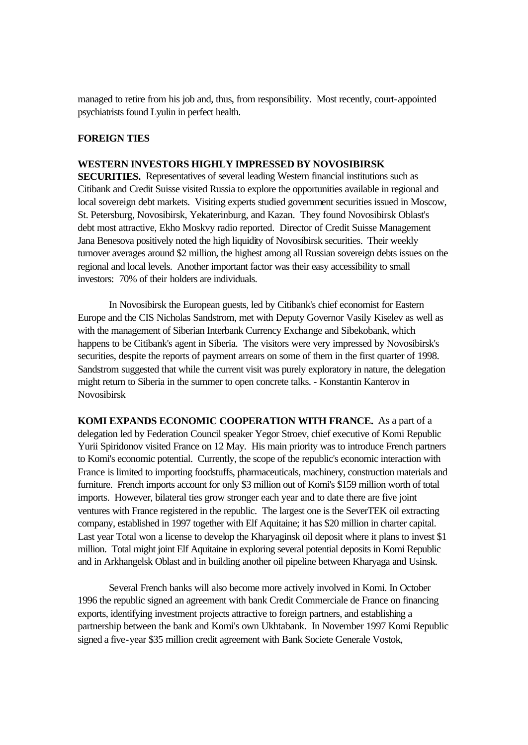managed to retire from his job and, thus, from responsibility. Most recently, court-appointed psychiatrists found Lyulin in perfect health.

## FOREIGN TIES

**WESTERN INVESTORS HIGHLY IMPRESSED BY NOVOSIBIRSK SECURITIES.** Representatives of several leading Western financial institutions such as Citibank and Credit Suisse visited Russia to explore the opportunities available in regional and local sovereign debt markets. Visiting experts studied government securities issued in Moscow, St. Petersburg, Novosibirsk, Yekaterinburg, and Kazan. They found Novosibirsk Oblast's debt most attractive, Ekho Moskvy radio reported. Director of Credit Suisse Management Jana Benesova positively noted the high liquidity of Novosibirsk securities. Their weekly turnover averages around $2 million, the highest among all Russian sovereign debts issues on the regional and local levels. Another important factor was their easy accessibility to small investors: 70% of their holders are individuals.

In Novosibirsk the European guests, led by Citibank's chief economist for Eastern Europe and the CIS Nicholas Sandstrom, met with Deputy Governor Vasily Kiselev as well as with the management of Siberian Interbank Currency Exchange and Sibekobank, which happens to be Citibank's agent in Siberia. The visitors were very impressed by Novosibirsk's securities, despite the reports of payment arrears on some of them in the first quarter of 1998. Sandstrom suggested that while the current visit was purely exploratory in nature, the delegation might return to Siberia in the summer to open concrete talks. - Konstantin Kanterov in Novosibirsk

**KOMI EXPANDS ECONOMIC COOPERATION WITH FRANCE.** As a part of a delegation led by Federation Council speaker Yegor Stroev, chief executive of Komi Republic Yurii Spiridonov visited France on 12 May. His main priority was to introduce French partners to Komi's economic potential. Currently, the scope of the republic's economic interaction with France is limited to importing foodstuffs, pharmaceuticals, machinery, construction materials and furniture. French imports account for only $3 million out of Komi's $159 million worth of total imports. However, bilateral ties grow stronger each year and to date there are five joint ventures with France registered in the republic. The largest one is the SeverTEK oil extracting company, established in 1997 together with Elf Aquitaine; it has $20 million in charter capital. Last year Total won a license to develop the Kharyaginsk oil deposit where it plans to invest $1 million. Total might joint Elf Aquitaine in exploring several potential deposits in Komi Republic and in Arkhangelsk Oblast and in building another oil pipeline between Kharyaga and Usinsk.

Several French banks will also become more actively involved in Komi. In October 1996 the republic signed an agreement with bank Credit Commerciale de France on financing exports, identifying investment projects attractive to foreign partners, and establishing a partnership between the bank and Komi's own Ukhtabank. In November 1997 Komi Republic signed a five-year $35 million credit agreement with Bank Societe Generale Vostok,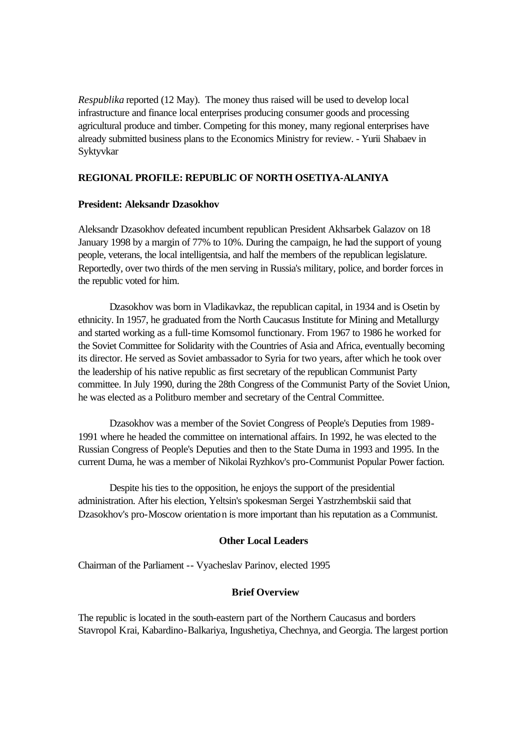*Respublika* reported (12 May). The money thus raised will be used to develop local infrastructure and finance local enterprises producing consumer goods and processing agricultural produce and timber. Competing for this money, many regional enterprises have already submitted business plans to the Economics Ministry for review. - Yurii Shabaev in Syktyvkar

**REGIONAL PROFILE: REPUBLIC OF NORTH OSETIYA-ALANIYA**

**President: Aleksandr Dzasokhov**

Aleksandr Dzasokhov defeated incumbent republican President Akhsarbek Galazov on 18 January 1998 by a margin of 77% to 10%. During the campaign, he had the support of young people, veterans, the local intelligentsia, and half the members of the republican legislature. Reportedly, over two thirds of the men serving in Russia's military, police, and border forces in the republic voted for him.

Dzasokhov was born in Vladikavkaz, the republican capital, in 1934 and is Osetin by ethnicity. In 1957, he graduated from the North Caucasus Institute for Mining and Metallurgy and started working as a full-time Komsomol functionary. From 1967 to 1986 he worked for the Soviet Committee for Solidarity with the Countries of Asia and Africa, eventually becoming its director. He served as Soviet ambassador to Syria for two years, after which he took over the leadership of his native republic as first secretary of the republican Communist Party committee. In July 1990, during the 28th Congress of the Communist Party of the Soviet Union, he was elected as a Politburo member and secretary of the Central Committee.

Dzasokhov was a member of the Soviet Congress of People's Deputies from 1989-1991 where he headed the committee on international affairs. In 1992, he was elected to the Russian Congress of People's Deputies and then to the State Duma in 1993 and 1995. In the current Duma, he was a member of Nikolai Ryzhkov's pro-Communist Popular Power faction.

Despite his ties to the opposition, he enjoys the support of the presidential administration. After his election, Yeltsin's spokesman Sergei Yastrzhembskii said that Dzasokhov's pro-Moscow orientation is more important than his reputation as a Communist.

**Other Local Leaders**

Chairman of the Parliament -- Vyacheslav Parinov, elected 1995

**Brief Overview**

The republic is located in the south-eastern part of the Northern Caucasus and borders Stavropol Krai, Kabardino-Balkariya, Ingushetiya, Chechnya, and Georgia. The largest portion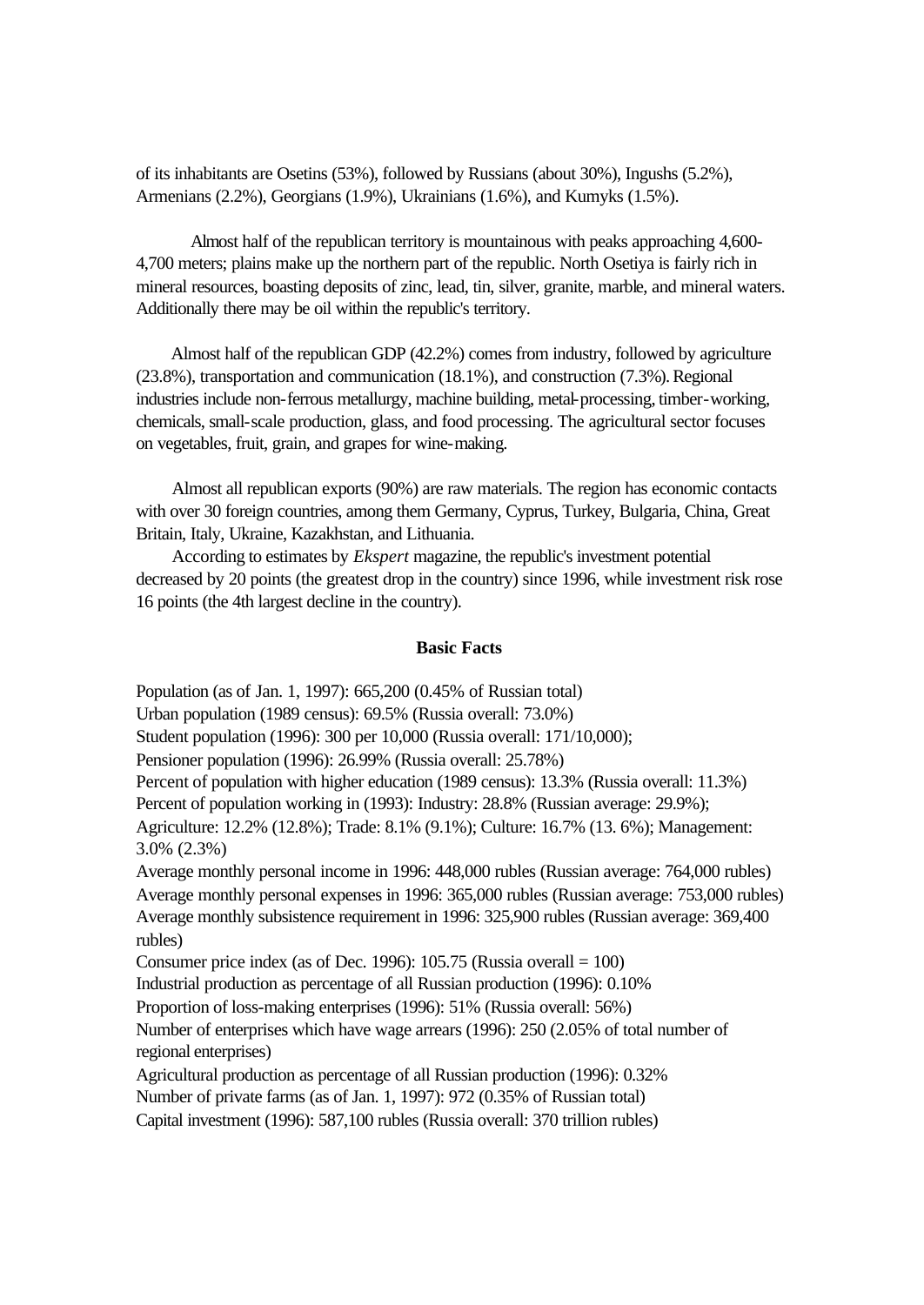of its inhabitants are Osetins (53%), followed by Russians (about 30%), Ingushs (5.2%), Armenians (2.2%), Georgians (1.9%), Ukrainians (1.6%), and Kumyks (1.5%).

Almost half of the republican territory is mountainous with peaks approaching 4,600-4,700 meters; plains make up the northern part of the republic. North Osetiya is fairly rich in mineral resources, boasting deposits of zinc, lead, tin, silver, granite, marble, and mineral waters. Additionally there may be oil within the republic's territory.

Almost half of the republican GDP (42.2%) comes from industry, followed by agriculture (23.8%), transportation and communication (18.1%), and construction (7.3%). Regional industries include non-ferrous metallurgy, machine building, metal-processing, timber-working, chemicals, small-scale production, glass, and food processing. The agricultural sector focuses on vegetables, fruit, grain, and grapes for wine-making.

Almost all republican exports (90%) are raw materials. The region has economic contacts with over 30 foreign countries, among them Germany, Cyprus, Turkey, Bulgaria, China, Great Britain, Italy, Ukraine, Kazakhstan, and Lithuania.

According to estimates by *Ekspert* magazine, the republic's investment potential decreased by 20 points (the greatest drop in the country) since 1996, while investment risk rose 16 points (the 4th largest decline in the country).

**Basic Facts**

Population (as of Jan. 1, 1997): 665,200 (0.45% of Russian total)
Urban population (1989 census): 69.5% (Russia overall: 73.0%)
Student population (1996): 300 per 10,000 (Russia overall: 171/10,000);
Pensioner population (1996): 26.99% (Russia overall: 25.78%)
Percent of population with higher education (1989 census): 13.3% (Russia overall: 11.3%)
Percent of population working in (1993): Industry: 28.8% (Russian average: 29.9%); Agriculture: 12.2% (12.8%); Trade: 8.1% (9.1%); Culture: 16.7% (13. 6%); Management: 3.0% (2.3%)
Average monthly personal income in 1996: 448,000 rubles (Russian average: 764,000 rubles)
Average monthly personal expenses in 1996: 365,000 rubles (Russian average: 753,000 rubles)
Average monthly subsistence requirement in 1996: 325,900 rubles (Russian average: 369,400 rubles)
Consumer price index (as of Dec. 1996): 105.75 (Russia overall = 100)
Industrial production as percentage of all Russian production (1996): 0.10%
Proportion of loss-making enterprises (1996): 51% (Russia overall: 56%)
Number of enterprises which have wage arrears (1996): 250 (2.05% of total number of regional enterprises)
Agricultural production as percentage of all Russian production (1996): 0.32%
Number of private farms (as of Jan. 1, 1997): 972 (0.35% of Russian total)
Capital investment (1996): 587,100 rubles (Russia overall: 370 trillion rubles)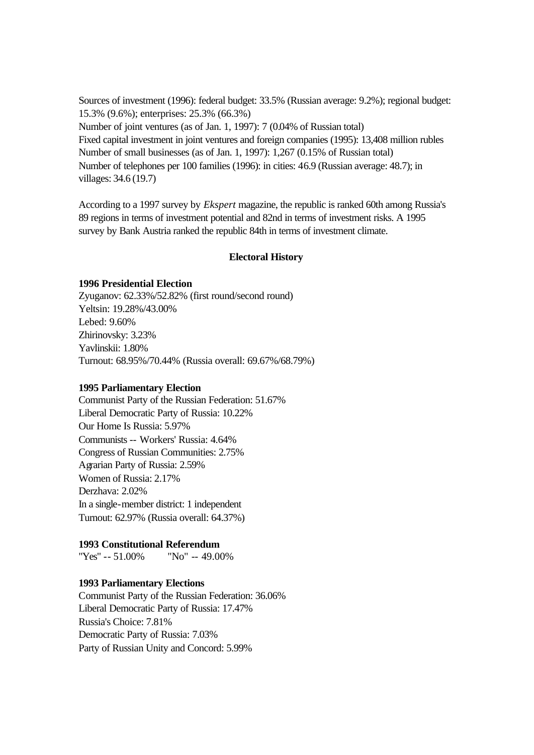Sources of investment (1996): federal budget: 33.5% (Russian average: 9.2%); regional budget: 15.3% (9.6%); enterprises: 25.3% (66.3%)
Number of joint ventures (as of Jan. 1, 1997): 7 (0.04% of Russian total)
Fixed capital investment in joint ventures and foreign companies (1995): 13,408 million rubles
Number of small businesses (as of Jan. 1, 1997): 1,267 (0.15% of Russian total)
Number of telephones per 100 families (1996): in cities: 46.9 (Russian average: 48.7); in villages: 34.6 (19.7)

According to a 1997 survey by *Ekspert* magazine, the republic is ranked 60th among Russia's 89 regions in terms of investment potential and 82nd in terms of investment risks. A 1995 survey by Bank Austria ranked the republic 84th in terms of investment climate.

## Electoral History

**1996 Presidential Election**
Zyuganov: 62.33%/52.82% (first round/second round)
Yeltsin: 19.28%/43.00%
Lebed: 9.60%
Zhirinovsky: 3.23%
Yavlinskii: 1.80%
Turnout: 68.95%/70.44% (Russia overall: 69.67%/68.79%)

**1995 Parliamentary Election**
Communist Party of the Russian Federation: 51.67%
Liberal Democratic Party of Russia: 10.22%
Our Home Is Russia: 5.97%
Communists -- Workers' Russia: 4.64%
Congress of Russian Communities: 2.75%
Agrarian Party of Russia: 2.59%
Women of Russia: 2.17%
Derzhava: 2.02%
In a single-member district: 1 independent
Turnout: 62.97% (Russia overall: 64.37%)

**1993 Constitutional Referendum**
"Yes" -- 51.00% "No" -- 49.00%

**1993 Parliamentary Elections**
Communist Party of the Russian Federation: 36.06%
Liberal Democratic Party of Russia: 17.47%
Russia's Choice: 7.81%
Democratic Party of Russia: 7.03%
Party of Russian Unity and Concord: 5.99%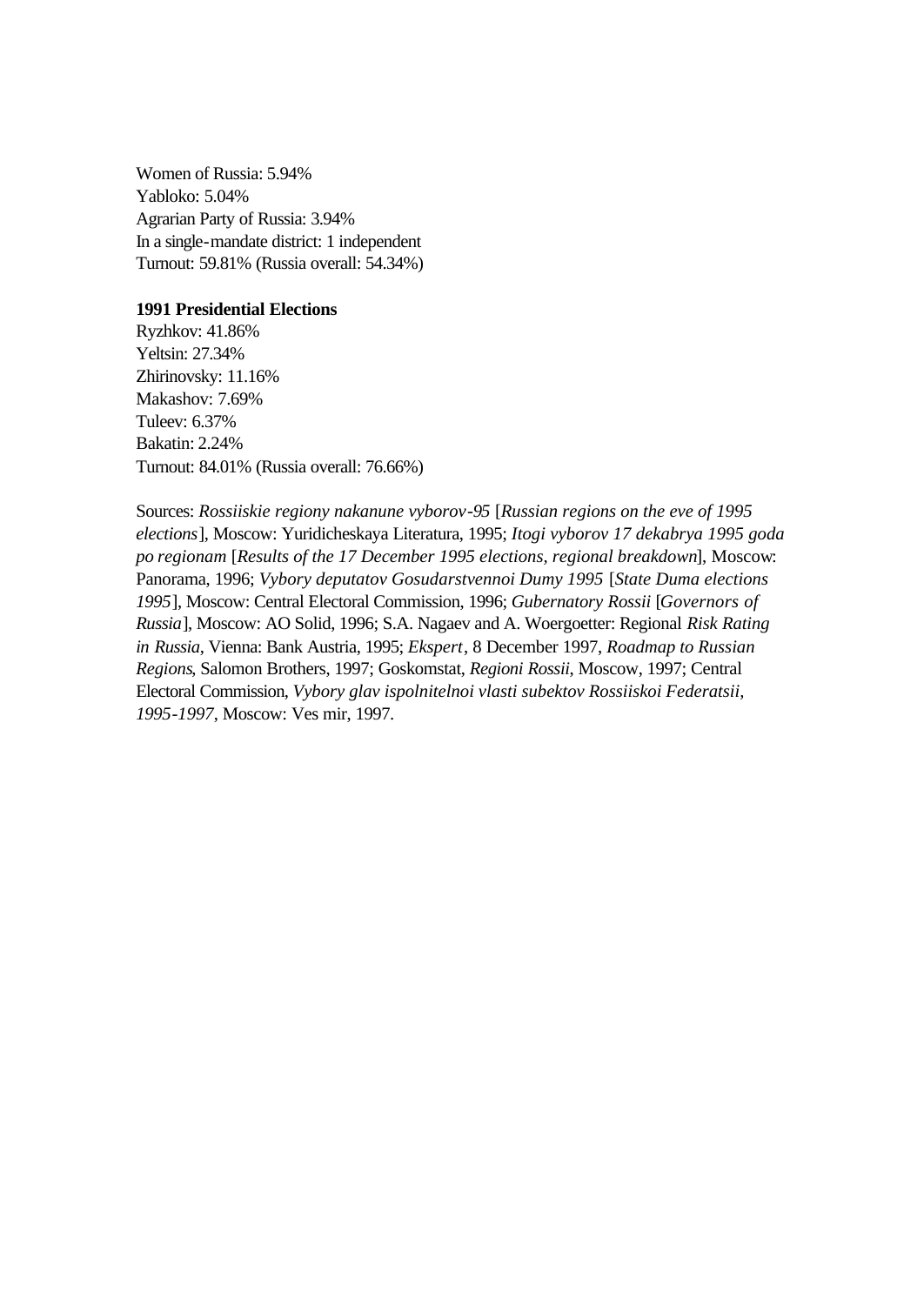Women of Russia: 5.94%
Yabloko: 5.04%
Agrarian Party of Russia: 3.94%
In a single-mandate district: 1 independent
Turnout: 59.81% (Russia overall: 54.34%)

**1991 Presidential Elections**
Ryzhkov: 41.86%
Yeltsin: 27.34%
Zhirinovsky: 11.16%
Makashov: 7.69%
Tuleev: 6.37%
Bakatin: 2.24%
Turnout: 84.01% (Russia overall: 76.66%)

Sources: *Rossiiskie regiony nakanune vyborov-95* [*Russian regions on the eve of 1995 elections*], Moscow: Yuridicheskaya Literatura, 1995; *Itogi vyborov 17 dekabrya 1995 goda po regionam* [*Results of the 17 December 1995 elections, regional breakdown*], Moscow: Panorama, 1996; *Vybory deputatov Gosudarstvennoi Dumy 1995* [*State Duma elections 1995*], Moscow: Central Electoral Commission, 1996; *Gubernatory Rossii* [*Governors of Russia*], Moscow: AO Solid, 1996; S.A. Nagaev and A. Woergoetter: Regional *Risk Rating in Russia*, Vienna: Bank Austria, 1995; *Ekspert*, 8 December 1997, *Roadmap to Russian Regions*, Salomon Brothers, 1997; Goskomstat, *Regioni Rossii*, Moscow, 1997; Central Electoral Commission, *Vybory glav ispolnitelnoi vlasti subektov Rossiiskoi Federatsii, 1995-1997*, Moscow: Ves mir, 1997.